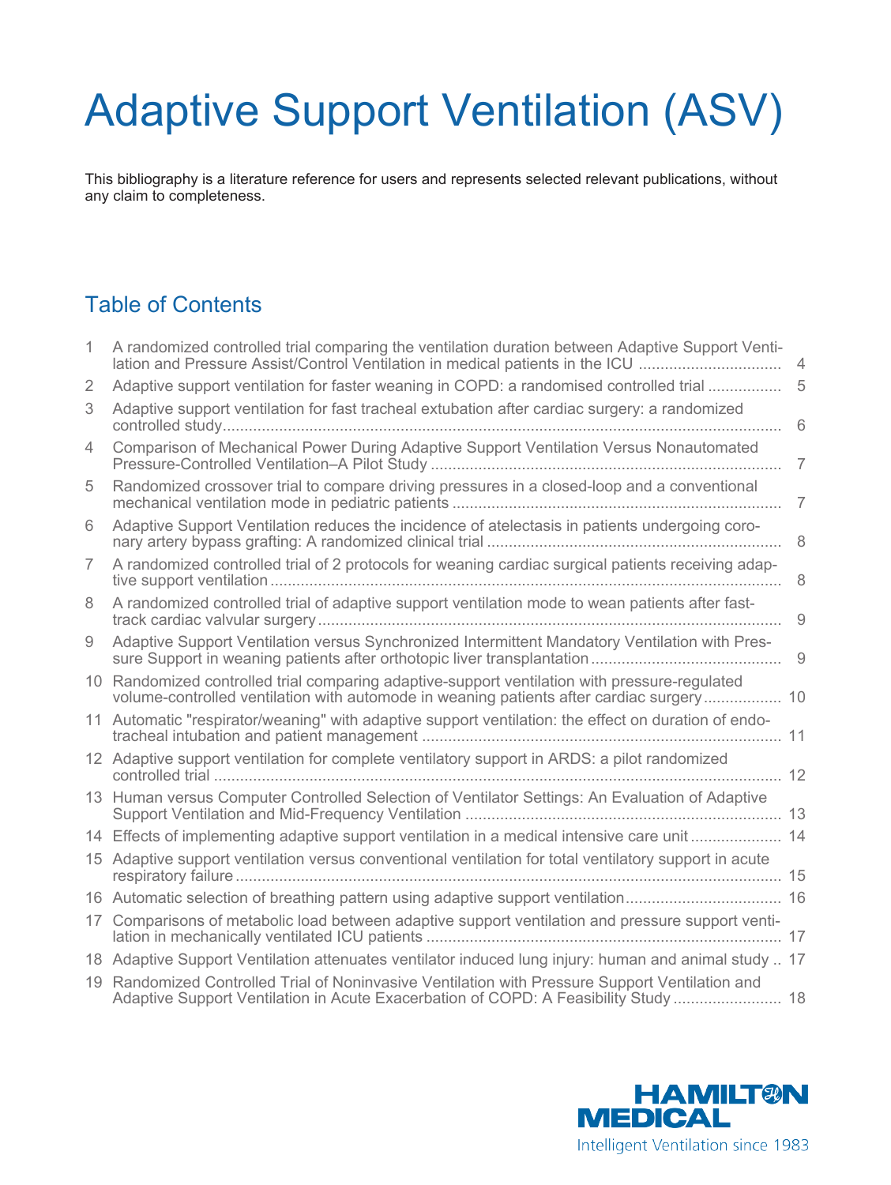# Adaptive Support Ventilation (ASV)

This bibliography is a literature reference for users and represents selected relevant publications, without any claim to completeness.

## Table of Contents

| | | |
|---|---|---|
| 1 | A randomized controlled trial comparing the ventilation duration between Adaptive Support Ventilation and Pressure Assist/Control Ventilation in medical patients in the ICU | 4 |
| 2 | Adaptive support ventilation for faster weaning in COPD: a randomised controlled trial | 5 |
| 3 | Adaptive support ventilation for fast tracheal extubation after cardiac surgery: a randomized controlled study | 6 |
| 4 | Comparison of Mechanical Power During Adaptive Support Ventilation Versus Nonautomated Pressure-Controlled Ventilation–A Pilot Study | 7 |
| 5 | Randomized crossover trial to compare driving pressures in a closed-loop and a conventional mechanical ventilation mode in pediatric patients | 7 |
| 6 | Adaptive Support Ventilation reduces the incidence of atelectasis in patients undergoing coronary artery bypass grafting: A randomized clinical trial | 8 |
| 7 | A randomized controlled trial of 2 protocols for weaning cardiac surgical patients receiving adaptive support ventilation | 8 |
| 8 | A randomized controlled trial of adaptive support ventilation mode to wean patients after fast-track cardiac valvular surgery | 9 |
| 9 | Adaptive Support Ventilation versus Synchronized Intermittent Mandatory Ventilation with Pressure Support in weaning patients after orthotopic liver transplantation | 9 |
| 10 | Randomized controlled trial comparing adaptive-support ventilation with pressure-regulated volume-controlled ventilation with automode in weaning patients after cardiac surgery | 10 |
| 11 | Automatic "respirator/weaning" with adaptive support ventilation: the effect on duration of endotracheal intubation and patient management | 11 |
| 12 | Adaptive support ventilation for complete ventilatory support in ARDS: a pilot randomized controlled trial | 12 |
| 13 | Human versus Computer Controlled Selection of Ventilator Settings: An Evaluation of Adaptive Support Ventilation and Mid-Frequency Ventilation | 13 |
| 14 | Effects of implementing adaptive support ventilation in a medical intensive care unit | 14 |
| 15 | Adaptive support ventilation versus conventional ventilation for total ventilatory support in acute respiratory failure | 15 |
| 16 | Automatic selection of breathing pattern using adaptive support ventilation | 16 |
| 17 | Comparisons of metabolic load between adaptive support ventilation and pressure support ventilation in mechanically ventilated ICU patients | 17 |
| 18 | Adaptive Support Ventilation attenuates ventilator induced lung injury: human and animal study | 17 |
| 19 | Randomized Controlled Trial of Noninvasive Ventilation with Pressure Support Ventilation and Adaptive Support Ventilation in Acute Exacerbation of COPD: A Feasibility Study | 18 |

HAMILTON MEDICAL

Intelligent Ventilation since 1983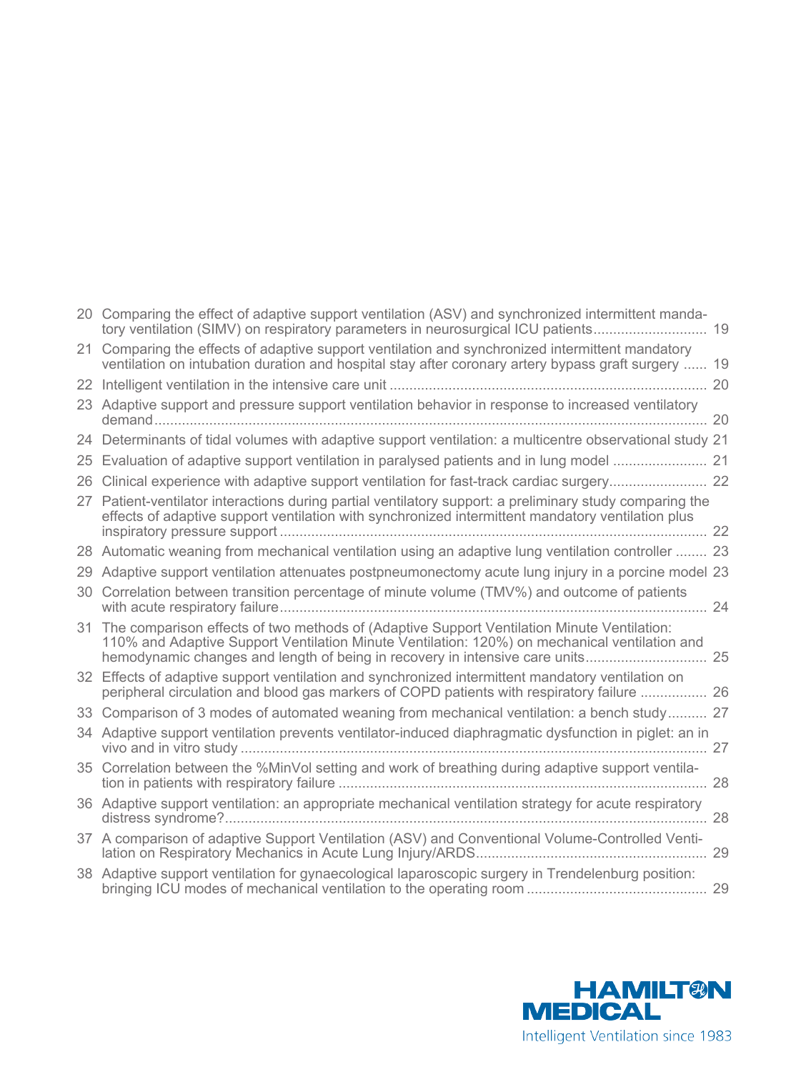20 Comparing the effect of adaptive support ventilation (ASV) and synchronized intermittent mandatory ventilation (SIMV) on respiratory parameters in neurosurgical ICU patients ............................ 19

21 Comparing the effects of adaptive support ventilation and synchronized intermittent mandatory ventilation on intubation duration and hospital stay after coronary artery bypass graft surgery ...... 19

22 Intelligent ventilation in the intensive care unit ................................................................................ 20

23 Adaptive support and pressure support ventilation behavior in response to increased ventilatory demand ............................................................................................................................................ 20

24 Determinants of tidal volumes with adaptive support ventilation: a multicentre observational study 21

25 Evaluation of adaptive support ventilation in paralysed patients and in lung model ........................ 21

26 Clinical experience with adaptive support ventilation for fast-track cardiac surgery......................... 22

27 Patient-ventilator interactions during partial ventilatory support: a preliminary study comparing the effects of adaptive support ventilation with synchronized intermittent mandatory ventilation plus inspiratory pressure support ............................................................................................................ 22

28 Automatic weaning from mechanical ventilation using an adaptive lung ventilation controller ........ 23

29 Adaptive support ventilation attenuates postpneumonectomy acute lung injury in a porcine model 23

30 Correlation between transition percentage of minute volume (TMV%) and outcome of patients with acute respiratory failure ............................................................................................................ 24

31 The comparison effects of two methods of (Adaptive Support Ventilation Minute Ventilation: 110% and Adaptive Support Ventilation Minute Ventilation: 120%) on mechanical ventilation and hemodynamic changes and length of being in recovery in intensive care units.............................. 25

32 Effects of adaptive support ventilation and synchronized intermittent mandatory ventilation on peripheral circulation and blood gas markers of COPD patients with respiratory failure ................. 26

33 Comparison of 3 modes of automated weaning from mechanical ventilation: a bench study.......... 27

34 Adaptive support ventilation prevents ventilator-induced diaphragmatic dysfunction in piglet: an in vivo and in vitro study ...................................................................................................................... 27

35 Correlation between the %MinVol setting and work of breathing during adaptive support ventilation in patients with respiratory failure ............................................................................................. 28

36 Adaptive support ventilation: an appropriate mechanical ventilation strategy for acute respiratory distress syndrome?.......................................................................................................................... 28

37 A comparison of adaptive Support Ventilation (ASV) and Conventional Volume-Controlled Ventilation on Respiratory Mechanics in Acute Lung Injury/ARDS.......................................................... 29

38 Adaptive support ventilation for gynaecological laparoscopic surgery in Trendelenburg position: bringing ICU modes of mechanical ventilation to the operating room ............................................. 29

HAMILTON MEDICAL

Intelligent Ventilation since 1983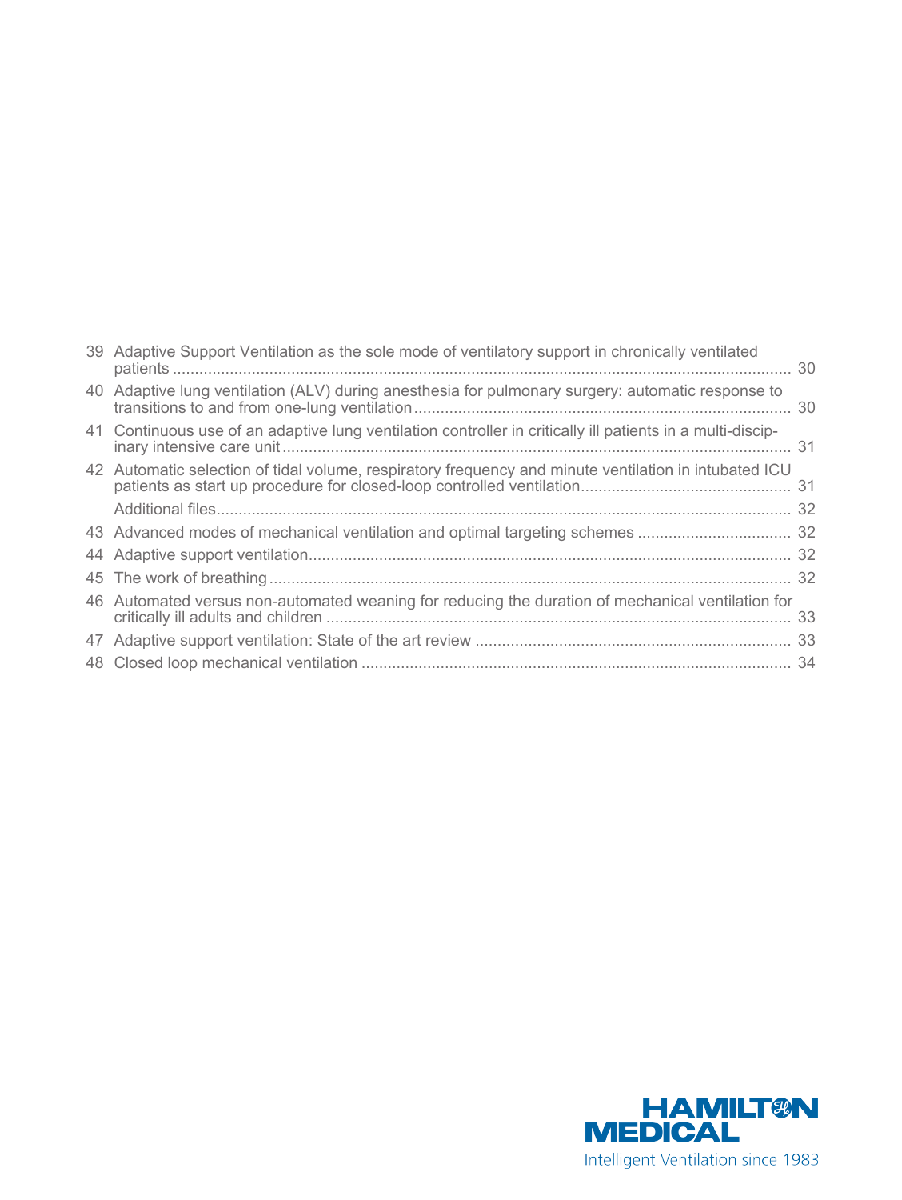39 Adaptive Support Ventilation as the sole mode of ventilatory support in chronically ventilated patients ... 30

40 Adaptive lung ventilation (ALV) during anesthesia for pulmonary surgery: automatic response to transitions to and from one-lung ventilation ... 30

41 Continuous use of an adaptive lung ventilation controller in critically ill patients in a multi-disciplinary intensive care unit ... 31

42 Automatic selection of tidal volume, respiratory frequency and minute ventilation in intubated ICU patients as start up procedure for closed-loop controlled ventilation ... 31

Additional files ... 32

43 Advanced modes of mechanical ventilation and optimal targeting schemes ... 32

44 Adaptive support ventilation ... 32

45 The work of breathing ... 32

46 Automated versus non-automated weaning for reducing the duration of mechanical ventilation for critically ill adults and children ... 33

47 Adaptive support ventilation: State of the art review ... 33

48 Closed loop mechanical ventilation ... 34

HAMILTON MEDICAL

Intelligent Ventilation since 1983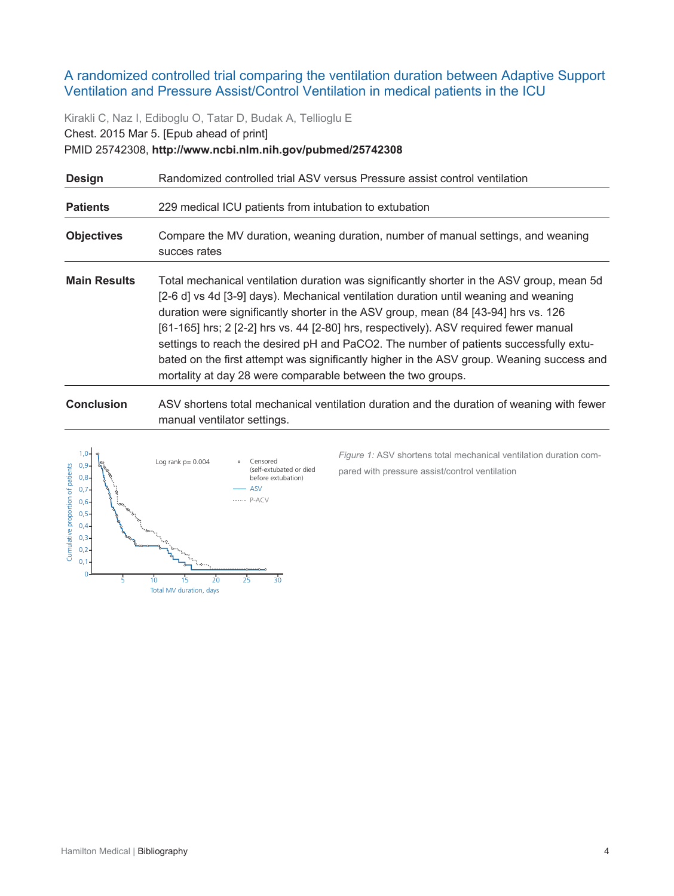## A randomized controlled trial comparing the ventilation duration between Adaptive Support Ventilation and Pressure Assist/Control Ventilation in medical patients in the ICU

Kirakli C, Naz I, Ediboglu O, Tatar D, Budak A, Tellioglu E

Chest. 2015 Mar 5. [Epub ahead of print]

PMID 25742308, **http://www.ncbi.nlm.nih.gov/pubmed/25742308**

| | |
|---|---|
| **Design** | Randomized controlled trial ASV versus Pressure assist control ventilation |
| **Patients** | 229 medical ICU patients from intubation to extubation |
| **Objectives** | Compare the MV duration, weaning duration, number of manual settings, and weaning succes rates |
| **Main Results** | Total mechanical ventilation duration was significantly shorter in the ASV group, mean 5d [2-6 d] vs 4d [3-9] days). Mechanical ventilation duration until weaning and weaning duration were significantly shorter in the ASV group, mean (84 [43-94] hrs vs. 126 [61-165] hrs; 2 [2-2] hrs vs. 44 [2-80] hrs, respectively). ASV required fewer manual settings to reach the desired pH and PaCO2. The number of patients successfully extubated on the first attempt was significantly higher in the ASV group. Weaning success and mortality at day 28 were comparable between the two groups. |
| **Conclusion** | ASV shortens total mechanical ventilation duration and the duration of weaning with fewer manual ventilator settings. |

*Figure 1:* ASV shortens total mechanical ventilation duration compared with pressure assist/control ventilation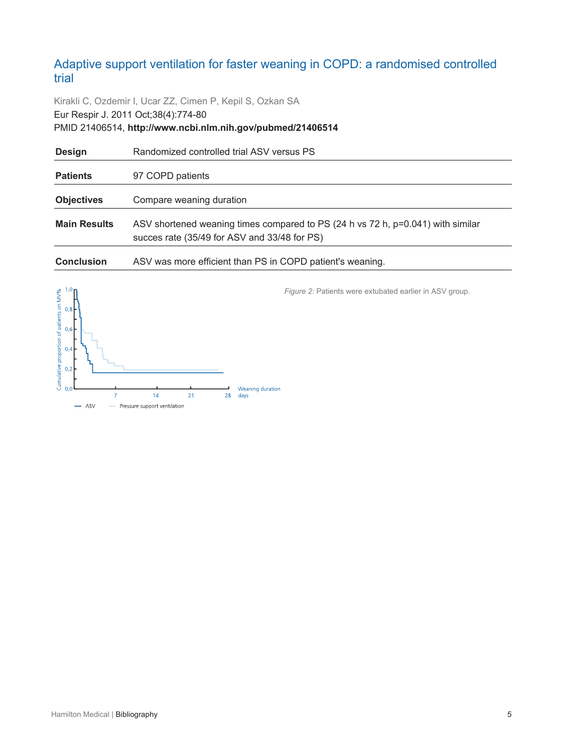# Adaptive support ventilation for faster weaning in COPD: a randomised controlled trial

Kirakli C, Ozdemir I, Ucar ZZ, Cimen P, Kepil S, Ozkan SA

Eur Respir J. 2011 Oct;38(4):774-80

PMID 21406514, **http://www.ncbi.nlm.nih.gov/pubmed/21406514**

| | |
|---|---|
| **Design** | Randomized controlled trial ASV versus PS |
| **Patients** | 97 COPD patients |
| **Objectives** | Compare weaning duration |
| **Main Results** | ASV shortened weaning times compared to PS (24 h vs 72 h, p=0.041) with similar succes rate (35/49 for ASV and 33/48 for PS) |
| **Conclusion** | ASV was more efficient than PS in COPD patient's weaning. |

*Figure 2:* Patients were extubated earlier in ASV group.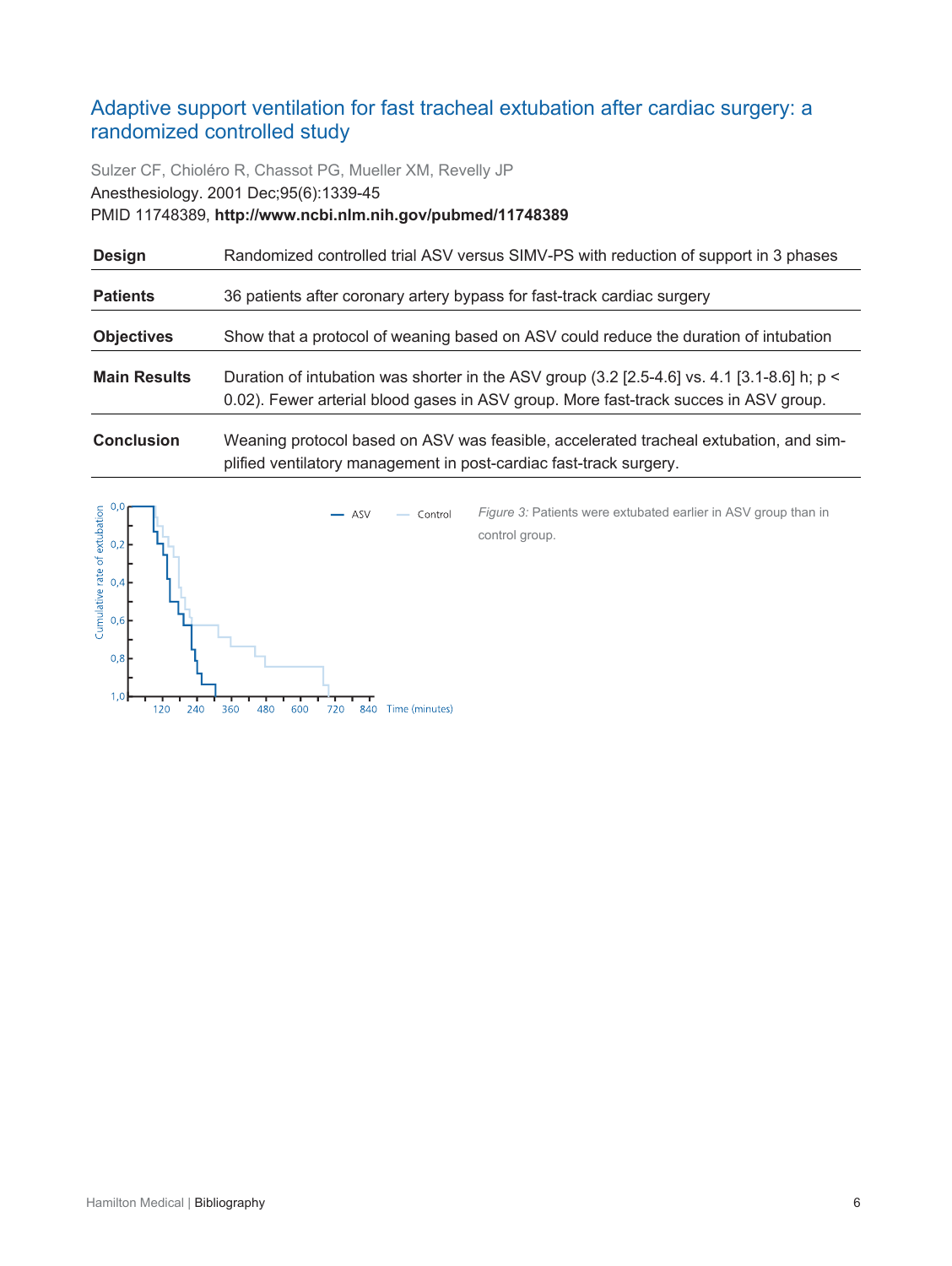## Adaptive support ventilation for fast tracheal extubation after cardiac surgery: a randomized controlled study

Sulzer CF, Chioléro R, Chassot PG, Mueller XM, Revelly JP
Anesthesiology. 2001 Dec;95(6):1339-45
PMID 11748389, **http://www.ncbi.nlm.nih.gov/pubmed/11748389**

| | |
|---|---|
| **Design** | Randomized controlled trial ASV versus SIMV-PS with reduction of support in 3 phases |
| **Patients** | 36 patients after coronary artery bypass for fast-track cardiac surgery |
| **Objectives** | Show that a protocol of weaning based on ASV could reduce the duration of intubation |
| **Main Results** | Duration of intubation was shorter in the ASV group (3.2 [2.5-4.6] vs. 4.1 [3.1-8.6] h; $p < 0.02$). Fewer arterial blood gases in ASV group. More fast-track succes in ASV group. |
| **Conclusion** | Weaning protocol based on ASV was feasible, accelerated tracheal extubation, and simplified ventilatory management in post-cardiac fast-track surgery. |

*Figure 3:* Patients were extubated earlier in ASV group than in control group.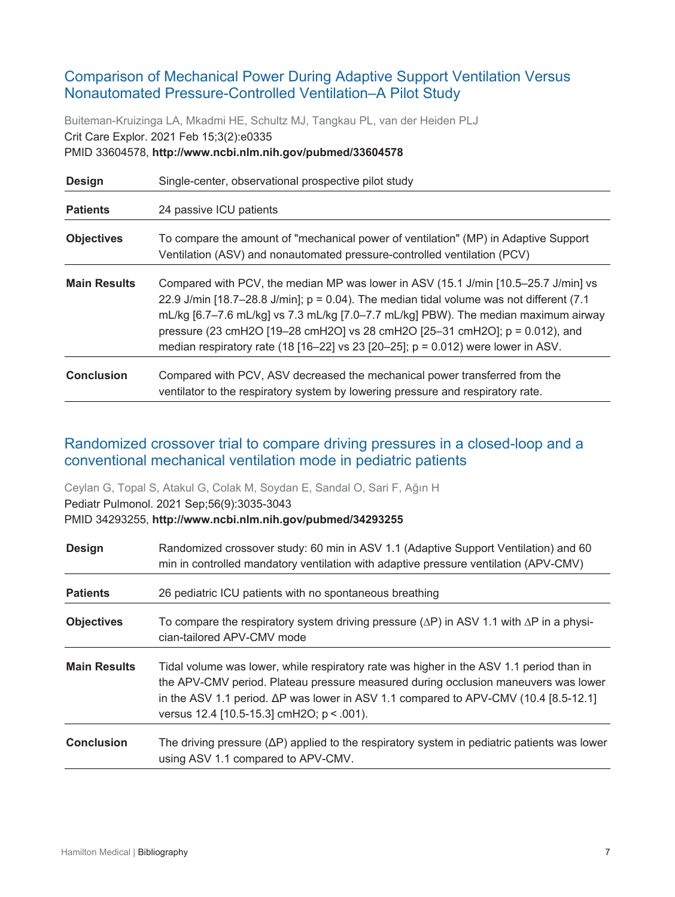## Comparison of Mechanical Power During Adaptive Support Ventilation Versus Nonautomated Pressure-Controlled Ventilation–A Pilot Study

Buiteman-Kruizinga LA, Mkadmi HE, Schultz MJ, Tangkau PL, van der Heiden PLJ
Crit Care Explor. 2021 Feb 15;3(2):e0335
PMID 33604578, **http://www.ncbi.nlm.nih.gov/pubmed/33604578**

| | |
|---|---|
| **Design** | Single-center, observational prospective pilot study |
| **Patients** | 24 passive ICU patients |
| **Objectives** | To compare the amount of "mechanical power of ventilation" (MP) in Adaptive Support Ventilation (ASV) and nonautomated pressure-controlled ventilation (PCV) |
| **Main Results** | Compared with PCV, the median MP was lower in ASV (15.1 J/min [10.5–25.7 J/min] vs 22.9 J/min [18.7–28.8 J/min]; p = 0.04). The median tidal volume was not different (7.1 mL/kg [6.7–7.6 mL/kg] vs 7.3 mL/kg [7.0–7.7 mL/kg] PBW). The median maximum airway pressure (23 cmH2O [19–28 cmH2O] vs 28 cmH2O [25–31 cmH2O]; p = 0.012), and median respiratory rate (18 [16–22] vs 23 [20–25]; p = 0.012) were lower in ASV. |
| **Conclusion** | Compared with PCV, ASV decreased the mechanical power transferred from the ventilator to the respiratory system by lowering pressure and respiratory rate. |

## Randomized crossover trial to compare driving pressures in a closed-loop and a conventional mechanical ventilation mode in pediatric patients

Ceylan G, Topal S, Atakul G, Colak M, Soydan E, Sandal O, Sari F, Ağın H
Pediatr Pulmonol. 2021 Sep;56(9):3035-3043
PMID 34293255, **http://www.ncbi.nlm.nih.gov/pubmed/34293255**

| | |
|---|---|
| **Design** | Randomized crossover study: 60 min in ASV 1.1 (Adaptive Support Ventilation) and 60 min in controlled mandatory ventilation with adaptive pressure ventilation (APV-CMV) |
| **Patients** | 26 pediatric ICU patients with no spontaneous breathing |
| **Objectives** | To compare the respiratory system driving pressure (ΔP) in ASV 1.1 with ΔP in a physician-tailored APV-CMV mode |
| **Main Results** | Tidal volume was lower, while respiratory rate was higher in the ASV 1.1 period than in the APV-CMV period. Plateau pressure measured during occlusion maneuvers was lower in the ASV 1.1 period. ΔP was lower in ASV 1.1 compared to APV-CMV (10.4 [8.5-12.1] versus 12.4 [10.5-15.3] cmH2O; p < .001). |
| **Conclusion** | The driving pressure (ΔP) applied to the respiratory system in pediatric patients was lower using ASV 1.1 compared to APV-CMV. |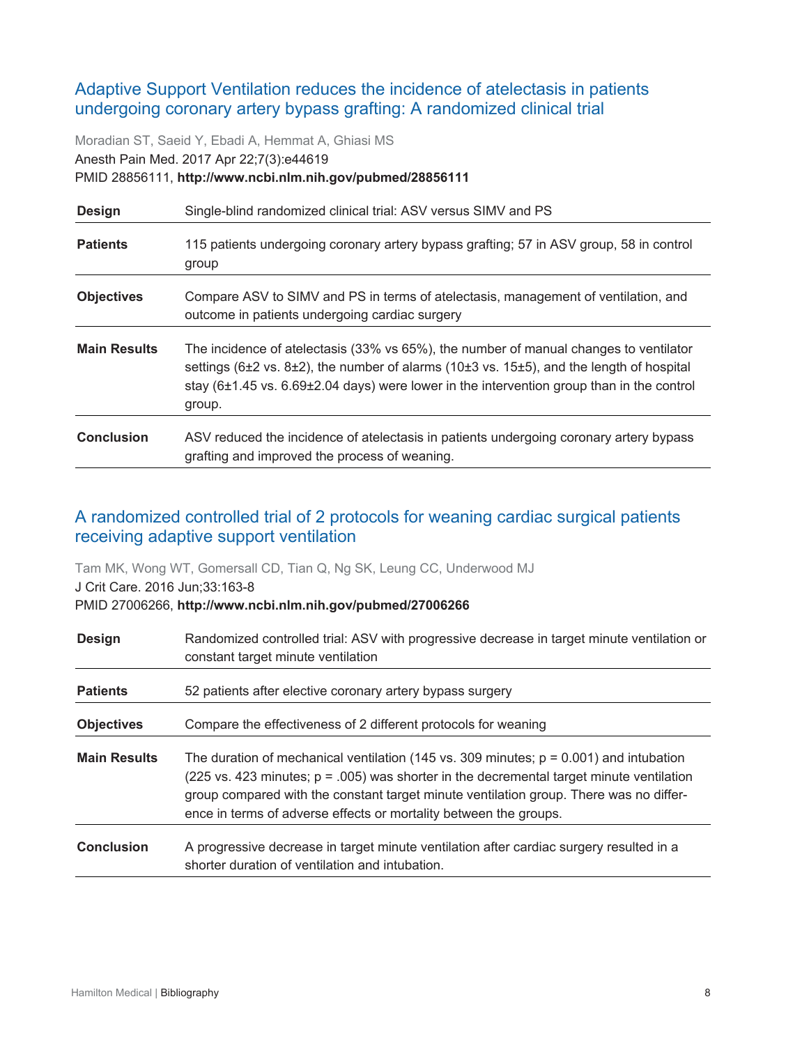## Adaptive Support Ventilation reduces the incidence of atelectasis in patients undergoing coronary artery bypass grafting: A randomized clinical trial

Moradian ST, Saeid Y, Ebadi A, Hemmat A, Ghiasi MS
Anesth Pain Med. 2017 Apr 22;7(3):e44619
PMID 28856111, **http://www.ncbi.nlm.nih.gov/pubmed/28856111**

| | |
|---|---|
| **Design** | Single-blind randomized clinical trial: ASV versus SIMV and PS |
| **Patients** | 115 patients undergoing coronary artery bypass grafting; 57 in ASV group, 58 in control group |
| **Objectives** | Compare ASV to SIMV and PS in terms of atelectasis, management of ventilation, and outcome in patients undergoing cardiac surgery |
| **Main Results** | The incidence of atelectasis (33% vs 65%), the number of manual changes to ventilator settings (6±2 vs. 8±2), the number of alarms (10±3 vs. 15±5), and the length of hospital stay (6±1.45 vs. 6.69±2.04 days) were lower in the intervention group than in the control group. |
| **Conclusion** | ASV reduced the incidence of atelectasis in patients undergoing coronary artery bypass grafting and improved the process of weaning. |

## A randomized controlled trial of 2 protocols for weaning cardiac surgical patients receiving adaptive support ventilation

Tam MK, Wong WT, Gomersall CD, Tian Q, Ng SK, Leung CC, Underwood MJ
J Crit Care. 2016 Jun;33:163-8
PMID 27006266, **http://www.ncbi.nlm.nih.gov/pubmed/27006266**

| | |
|---|---|
| **Design** | Randomized controlled trial: ASV with progressive decrease in target minute ventilation or constant target minute ventilation |
| **Patients** | 52 patients after elective coronary artery bypass surgery |
| **Objectives** | Compare the effectiveness of 2 different protocols for weaning |
| **Main Results** | The duration of mechanical ventilation (145 vs. 309 minutes; $p = 0.001$) and intubation (225 vs. 423 minutes; $p = .005$) was shorter in the decremental target minute ventilation group compared with the constant target minute ventilation group. There was no difference in terms of adverse effects or mortality between the groups. |
| **Conclusion** | A progressive decrease in target minute ventilation after cardiac surgery resulted in a shorter duration of ventilation and intubation. |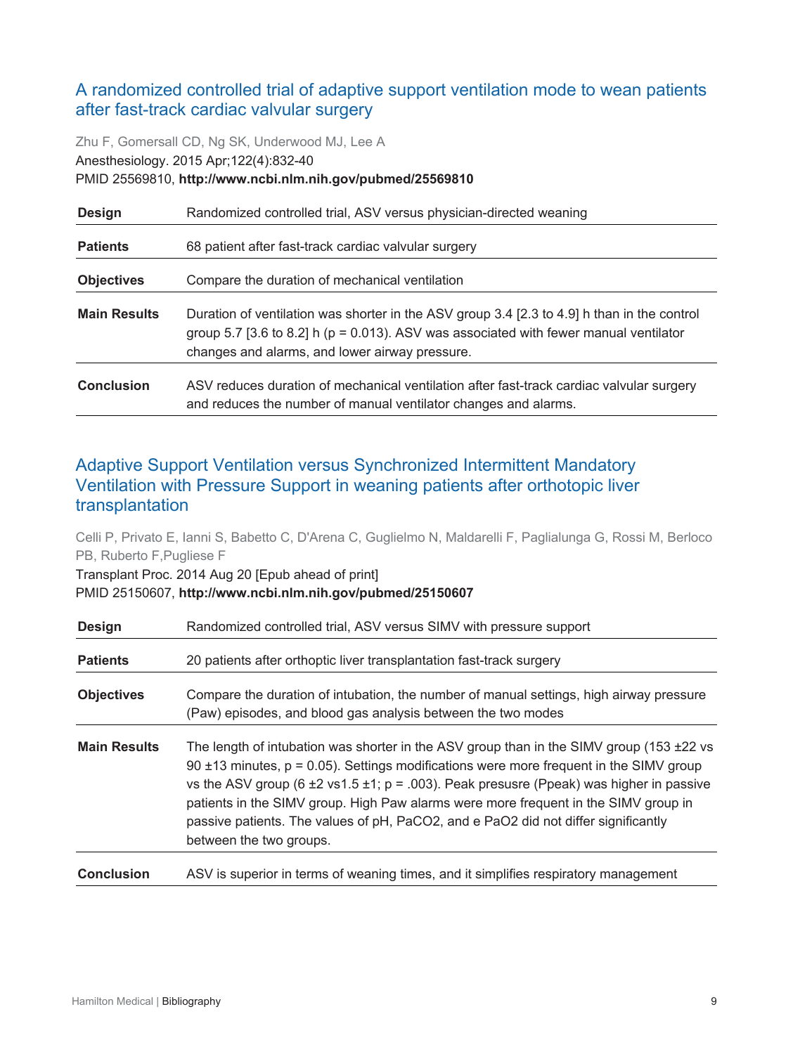## A randomized controlled trial of adaptive support ventilation mode to wean patients after fast-track cardiac valvular surgery

Zhu F, Gomersall CD, Ng SK, Underwood MJ, Lee A

Anesthesiology. 2015 Apr;122(4):832-40

PMID 25569810, **http://www.ncbi.nlm.nih.gov/pubmed/25569810**

| | |
|---|---|
| **Design** | Randomized controlled trial, ASV versus physician-directed weaning |
| **Patients** | 68 patient after fast-track cardiac valvular surgery |
| **Objectives** | Compare the duration of mechanical ventilation |
| **Main Results** | Duration of ventilation was shorter in the ASV group 3.4 [2.3 to 4.9] h than in the control group 5.7 [3.6 to 8.2] h (p = 0.013). ASV was associated with fewer manual ventilator changes and alarms, and lower airway pressure. |
| **Conclusion** | ASV reduces duration of mechanical ventilation after fast-track cardiac valvular surgery and reduces the number of manual ventilator changes and alarms. |

## Adaptive Support Ventilation versus Synchronized Intermittent Mandatory Ventilation with Pressure Support in weaning patients after orthotopic liver transplantation

Celli P, Privato E, Ianni S, Babetto C, D'Arena C, Guglielmo N, Maldarelli F, Paglialunga G, Rossi M, Berloco PB, Ruberto F,Pugliese F

Transplant Proc. 2014 Aug 20 [Epub ahead of print]

PMID 25150607, **http://www.ncbi.nlm.nih.gov/pubmed/25150607**

| | |
|---|---|
| **Design** | Randomized controlled trial, ASV versus SIMV with pressure support |
| **Patients** | 20 patients after orthoptic liver transplantation fast-track surgery |
| **Objectives** | Compare the duration of intubation, the number of manual settings, high airway pressure (Paw) episodes, and blood gas analysis between the two modes |
| **Main Results** | The length of intubation was shorter in the ASV group than in the SIMV group (153 ±22 vs 90 ±13 minutes, p = 0.05). Settings modifications were more frequent in the SIMV group vs the ASV group (6 ±2 vs1.5 ±1; p = .003). Peak presusre (Ppeak) was higher in passive patients in the SIMV group. High Paw alarms were more frequent in the SIMV group in passive patients. The values of pH, $PaCO_2$, and e $PaO_2$ did not differ significantly between the two groups. |
| **Conclusion** | ASV is superior in terms of weaning times, and it simplifies respiratory management |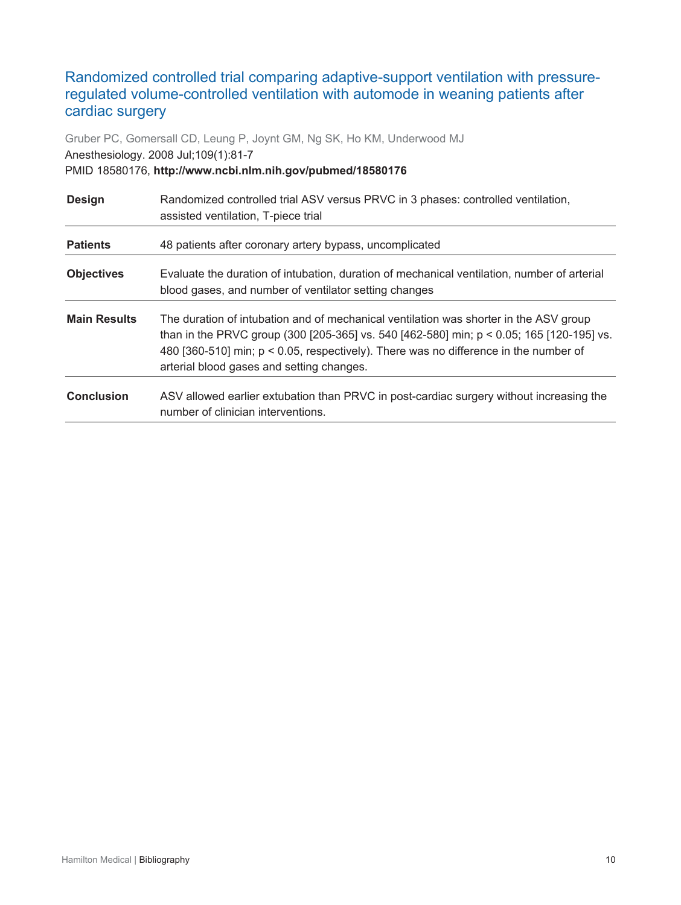## Randomized controlled trial comparing adaptive-support ventilation with pressure-regulated volume-controlled ventilation with automode in weaning patients after cardiac surgery

Gruber PC, Gomersall CD, Leung P, Joynt GM, Ng SK, Ho KM, Underwood MJ

Anesthesiology. 2008 Jul;109(1):81-7

PMID 18580176, **http://www.ncbi.nlm.nih.gov/pubmed/18580176**

| | |
|---|---|
| **Design** | Randomized controlled trial ASV versus PRVC in 3 phases: controlled ventilation, assisted ventilation, T-piece trial |
| **Patients** | 48 patients after coronary artery bypass, uncomplicated |
| **Objectives** | Evaluate the duration of intubation, duration of mechanical ventilation, number of arterial blood gases, and number of ventilator setting changes |
| **Main Results** | The duration of intubation and of mechanical ventilation was shorter in the ASV group than in the PRVC group (300 [205-365] vs. 540 [462-580] min; $p < 0.05$; 165 [120-195] vs. 480 [360-510] min; $p < 0.05$, respectively). There was no difference in the number of arterial blood gases and setting changes. |
| **Conclusion** | ASV allowed earlier extubation than PRVC in post-cardiac surgery without increasing the number of clinician interventions. |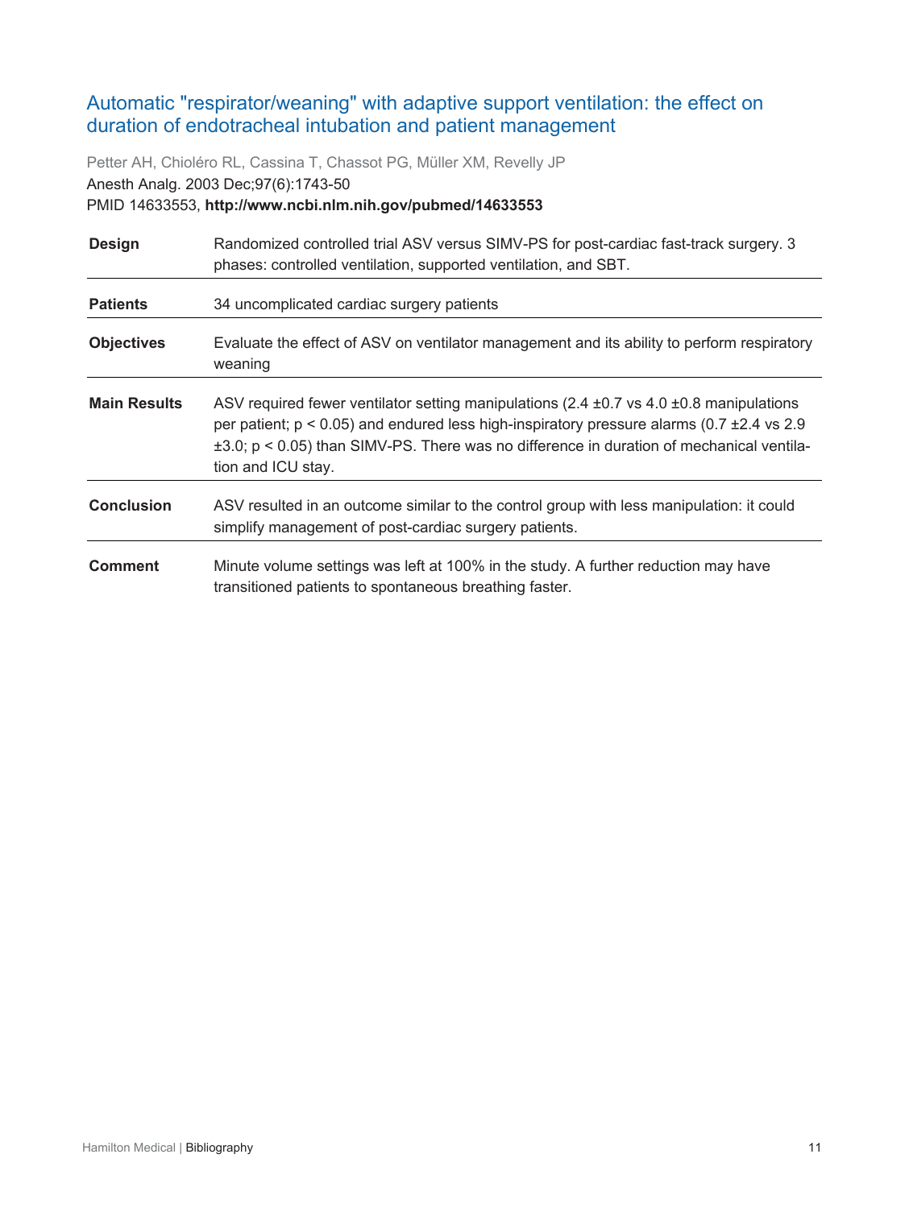## Automatic "respirator/weaning" with adaptive support ventilation: the effect on duration of endotracheal intubation and patient management

Petter AH, Chioléro RL, Cassina T, Chassot PG, Müller XM, Revelly JP

Anesth Analg. 2003 Dec;97(6):1743-50

PMID 14633553, **http://www.ncbi.nlm.nih.gov/pubmed/14633553**

| | |
|---|---|
| **Design** | Randomized controlled trial ASV versus SIMV-PS for post-cardiac fast-track surgery. 3 phases: controlled ventilation, supported ventilation, and SBT. |
| **Patients** | 34 uncomplicated cardiac surgery patients |
| **Objectives** | Evaluate the effect of ASV on ventilator management and its ability to perform respiratory weaning |
| **Main Results** | ASV required fewer ventilator setting manipulations (2.4 ±0.7 vs 4.0 ±0.8 manipulations per patient; $p < 0.05$) and endured less high-inspiratory pressure alarms (0.7 ±2.4 vs 2.9 ±3.0; $p < 0.05$) than SIMV-PS. There was no difference in duration of mechanical ventilation and ICU stay. |
| **Conclusion** | ASV resulted in an outcome similar to the control group with less manipulation: it could simplify management of post-cardiac surgery patients. |
| **Comment** | Minute volume settings was left at 100% in the study. A further reduction may have transitioned patients to spontaneous breathing faster. |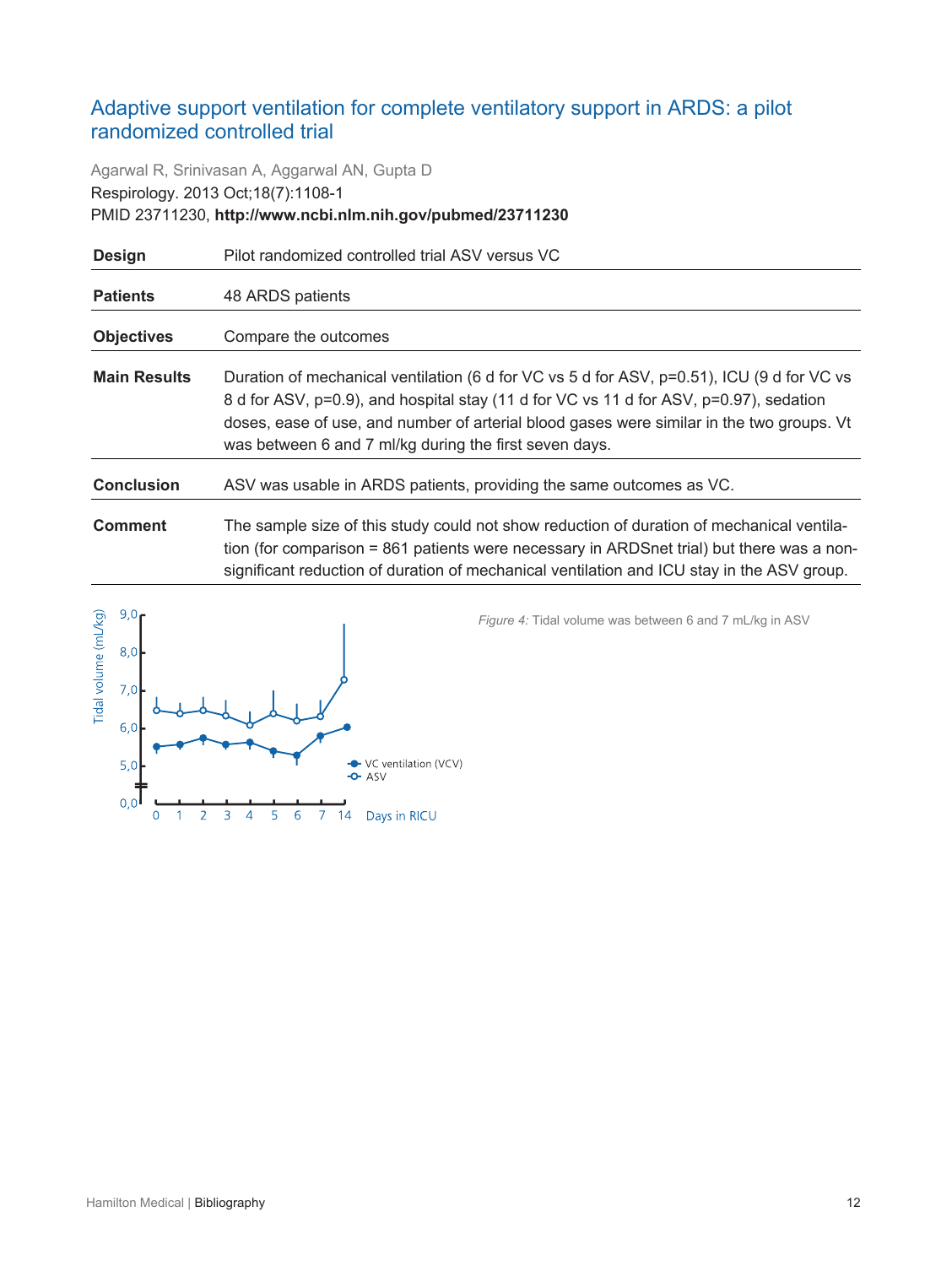## Adaptive support ventilation for complete ventilatory support in ARDS: a pilot randomized controlled trial

Agarwal R, Srinivasan A, Aggarwal AN, Gupta D
Respirology. 2013 Oct;18(7):1108-1
PMID 23711230, **http://www.ncbi.nlm.nih.gov/pubmed/23711230**

| | |
|---|---|
| **Design** | Pilot randomized controlled trial ASV versus VC |
| **Patients** | 48 ARDS patients |
| **Objectives** | Compare the outcomes |
| **Main Results** | Duration of mechanical ventilation (6 d for VC vs 5 d for ASV, p=0.51), ICU (9 d for VC vs 8 d for ASV, p=0.9), and hospital stay (11 d for VC vs 11 d for ASV, p=0.97), sedation doses, ease of use, and number of arterial blood gases were similar in the two groups. Vt was between 6 and 7 ml/kg during the first seven days. |
| **Conclusion** | ASV was usable in ARDS patients, providing the same outcomes as VC. |
| **Comment** | The sample size of this study could not show reduction of duration of mechanical ventilation (for comparison = 861 patients were necessary in ARDSnet trial) but there was a non-significant reduction of duration of mechanical ventilation and ICU stay in the ASV group. |

*Figure 4:* Tidal volume was between 6 and 7 mL/kg in ASV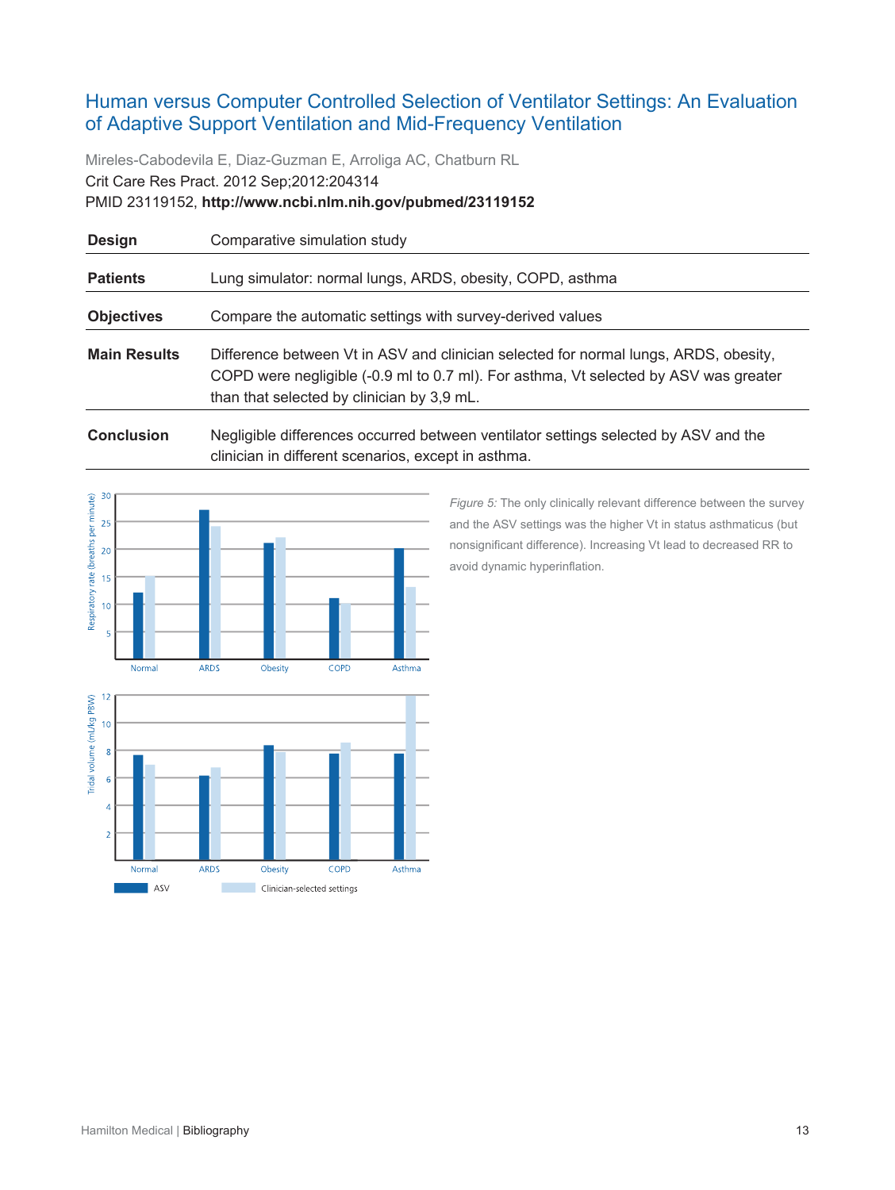## Human versus Computer Controlled Selection of Ventilator Settings: An Evaluation of Adaptive Support Ventilation and Mid-Frequency Ventilation

Mireles-Cabodevila E, Diaz-Guzman E, Arroliga AC, Chatburn RL
Crit Care Res Pract. 2012 Sep;2012:204314
PMID 23119152, **http://www.ncbi.nlm.nih.gov/pubmed/23119152**

| | |
|---|---|
| **Design** | Comparative simulation study |
| **Patients** | Lung simulator: normal lungs, ARDS, obesity, COPD, asthma |
| **Objectives** | Compare the automatic settings with survey-derived values |
| **Main Results** | Difference between Vt in ASV and clinician selected for normal lungs, ARDS, obesity, COPD were negligible (-0.9 ml to 0.7 ml). For asthma, Vt selected by ASV was greater than that selected by clinician by 3,9 mL. |
| **Conclusion** | Negligible differences occurred between ventilator settings selected by ASV and the clinician in different scenarios, except in asthma. |

*Figure 5:* The only clinically relevant difference between the survey and the ASV settings was the higher Vt in status asthmaticus (but nonsignificant difference). Increasing Vt lead to decreased RR to avoid dynamic hyperinflation.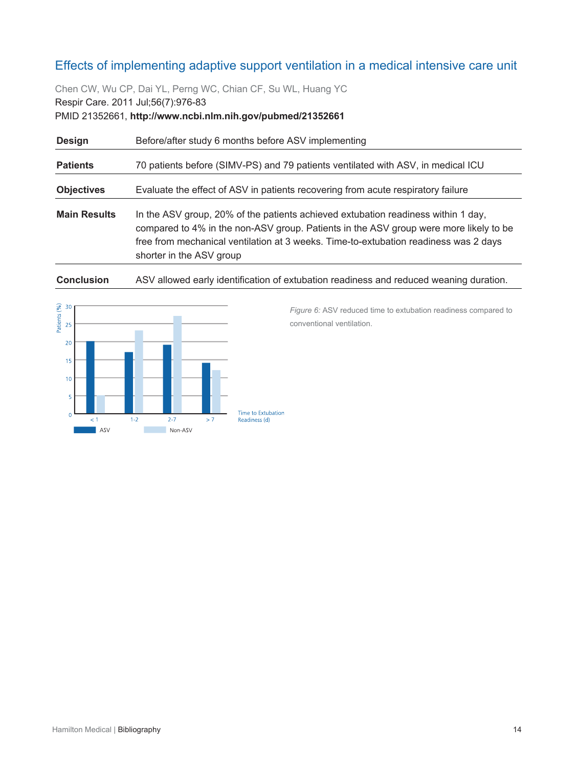## Effects of implementing adaptive support ventilation in a medical intensive care unit

Chen CW, Wu CP, Dai YL, Perng WC, Chian CF, Su WL, Huang YC
Respir Care. 2011 Jul;56(7):976-83
PMID 21352661, **http://www.ncbi.nlm.nih.gov/pubmed/21352661**

| | |
|---|---|
| **Design** | Before/after study 6 months before ASV implementing |
| **Patients** | 70 patients before (SIMV-PS) and 79 patients ventilated with ASV, in medical ICU |
| **Objectives** | Evaluate the effect of ASV in patients recovering from acute respiratory failure |
| **Main Results** | In the ASV group, 20% of the patients achieved extubation readiness within 1 day, compared to 4% in the non-ASV group. Patients in the ASV group were more likely to be free from mechanical ventilation at 3 weeks. Time-to-extubation readiness was 2 days shorter in the ASV group |
| **Conclusion** | ASV allowed early identification of extubation readiness and reduced weaning duration. |

*Figure 6:* ASV reduced time to extubation readiness compared to conventional ventilation.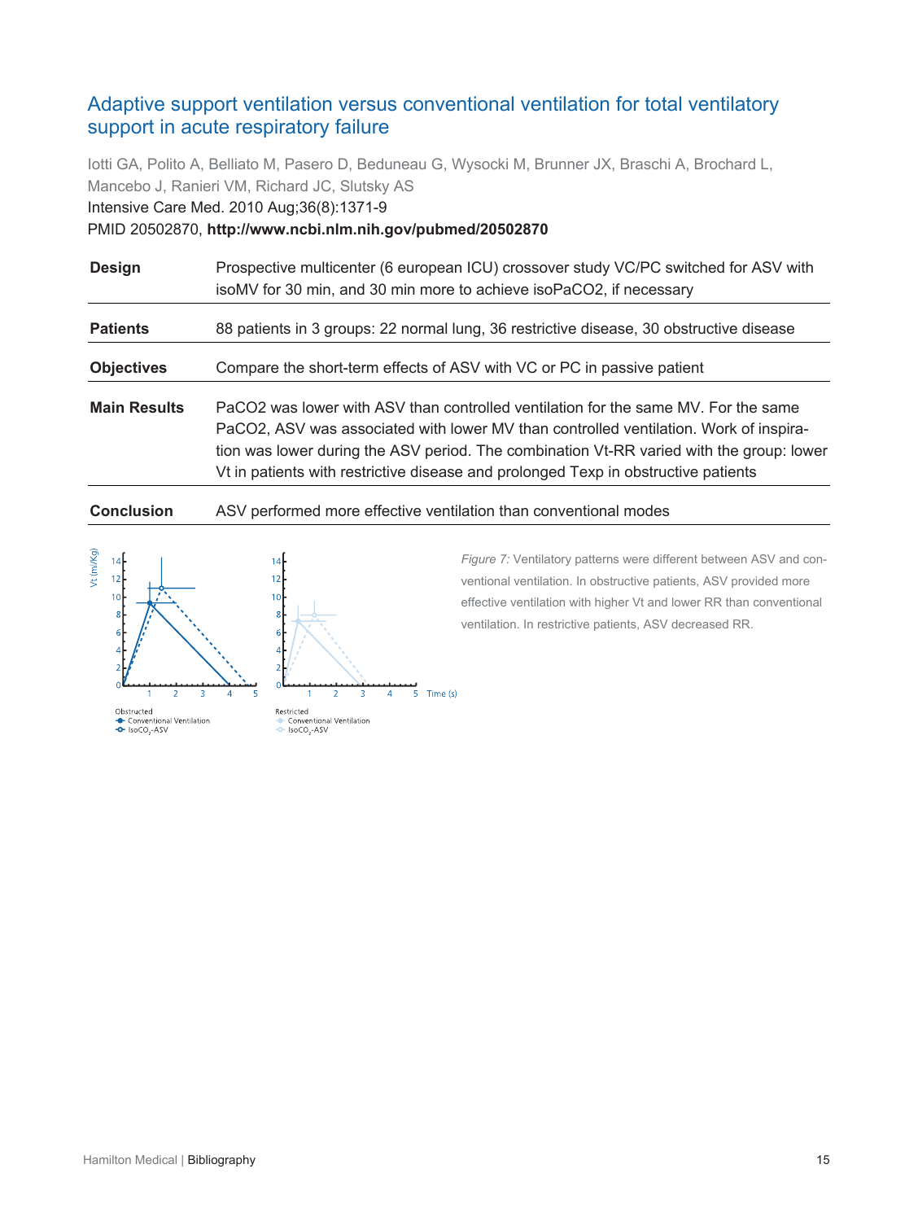## Adaptive support ventilation versus conventional ventilation for total ventilatory support in acute respiratory failure

Iotti GA, Polito A, Belliato M, Pasero D, Beduneau G, Wysocki M, Brunner JX, Braschi A, Brochard L, Mancebo J, Ranieri VM, Richard JC, Slutsky AS

Intensive Care Med. 2010 Aug;36(8):1371-9

PMID 20502870, **http://www.ncbi.nlm.nih.gov/pubmed/20502870**

| | |
|---|---|
| **Design** | Prospective multicenter (6 european ICU) crossover study VC/PC switched for ASV with isoMV for 30 min, and 30 min more to achieve isoPaCO2, if necessary |
| **Patients** | 88 patients in 3 groups: 22 normal lung, 36 restrictive disease, 30 obstructive disease |
| **Objectives** | Compare the short-term effects of ASV with VC or PC in passive patient |
| **Main Results** | PaCO2 was lower with ASV than controlled ventilation for the same MV. For the same PaCO2, ASV was associated with lower MV than controlled ventilation. Work of inspiration was lower during the ASV period. The combination Vt-RR varied with the group: lower Vt in patients with restrictive disease and prolonged Texp in obstructive patients |
| **Conclusion** | ASV performed more effective ventilation than conventional modes |

*Figure 7:* Ventilatory patterns were different between ASV and conventional ventilation. In obstructive patients, ASV provided more effective ventilation with higher Vt and lower RR than conventional ventilation. In restrictive patients, ASV decreased RR.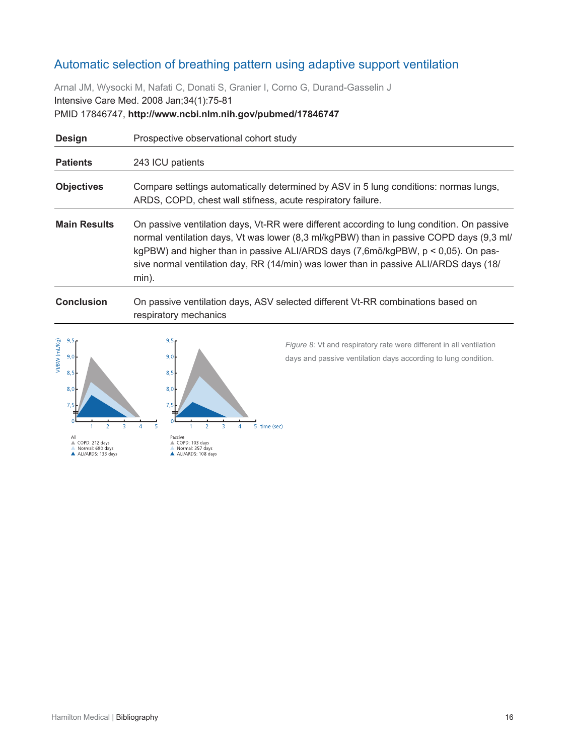## Automatic selection of breathing pattern using adaptive support ventilation

Arnal JM, Wysocki M, Nafati C, Donati S, Granier I, Corno G, Durand-Gasselin J
Intensive Care Med. 2008 Jan;34(1):75-81
PMID 17846747, **http://www.ncbi.nlm.nih.gov/pubmed/17846747**

| | |
|---|---|
| **Design** | Prospective observational cohort study |
| **Patients** | 243 ICU patients |
| **Objectives** | Compare settings automatically determined by ASV in 5 lung conditions: normas lungs, ARDS, COPD, chest wall stifness, acute respiratory failure. |
| **Main Results** | On passive ventilation days, Vt-RR were different according to lung condition. On passive normal ventilation days, Vt was lower (8,3 ml/kgPBW) than in passive COPD days (9,3 ml/kgPBW) and higher than in passive ALI/ARDS days (7,6mö/kgPBW, $p < 0,05$). On passive normal ventilation day, RR (14/min) was lower than in passive ALI/ARDS days (18/min). |
| **Conclusion** | On passive ventilation days, ASV selected different Vt-RR combinations based on respiratory mechanics |

*Figure 8:* Vt and respiratory rate were different in all ventilation days and passive ventilation days according to lung condition.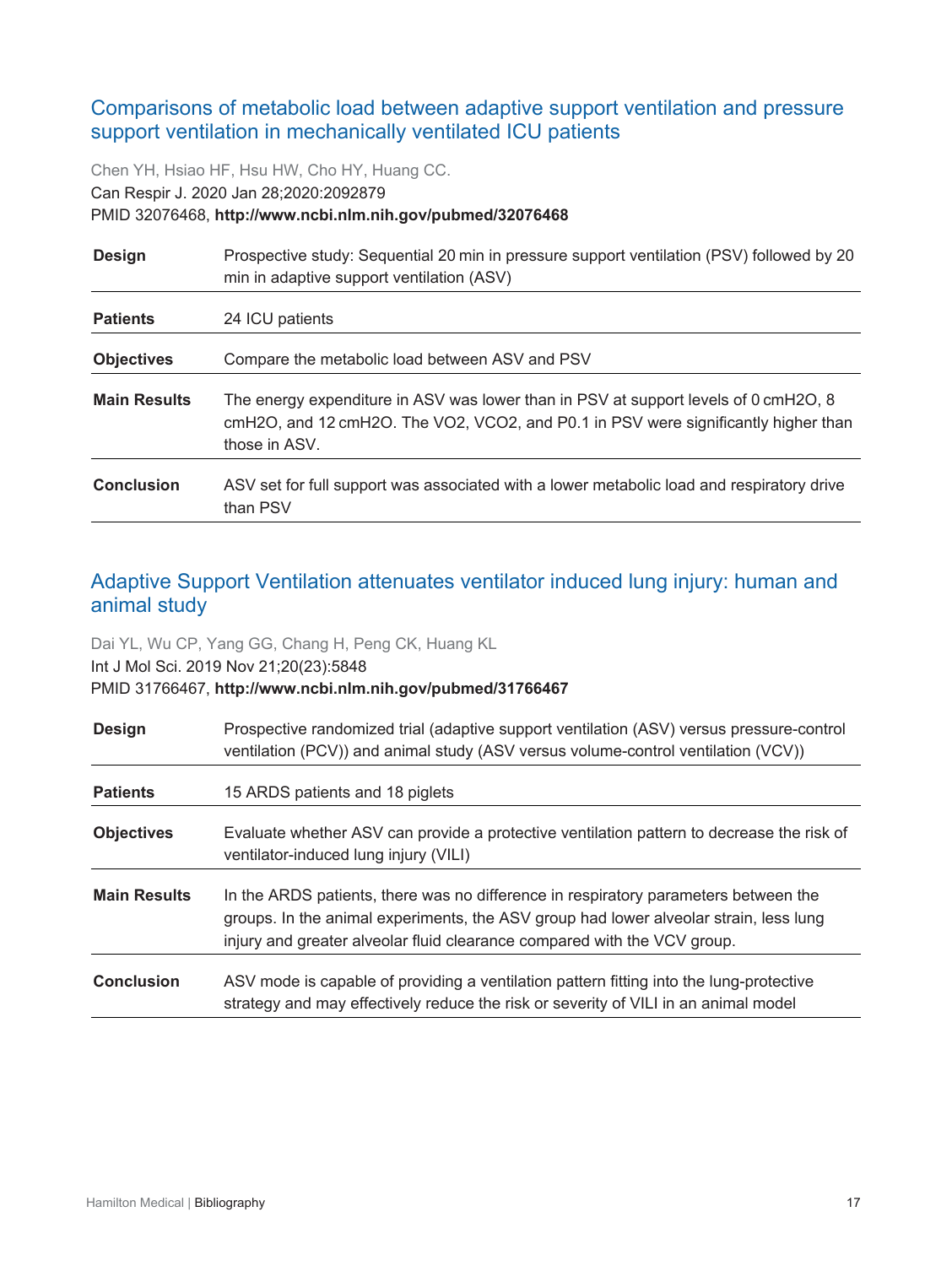## Comparisons of metabolic load between adaptive support ventilation and pressure support ventilation in mechanically ventilated ICU patients

Chen YH, Hsiao HF, Hsu HW, Cho HY, Huang CC.
Can Respir J. 2020 Jan 28;2020:2092879
PMID 32076468, **http://www.ncbi.nlm.nih.gov/pubmed/32076468**

| | |
|---|---|
| **Design** | Prospective study: Sequential 20 min in pressure support ventilation (PSV) followed by 20 min in adaptive support ventilation (ASV) |
| **Patients** | 24 ICU patients |
| **Objectives** | Compare the metabolic load between ASV and PSV |
| **Main Results** | The energy expenditure in ASV was lower than in PSV at support levels of 0 cmH2O, 8 cmH2O, and 12 cmH2O. The VO2, VCO2, and P0.1 in PSV were significantly higher than those in ASV. |
| **Conclusion** | ASV set for full support was associated with a lower metabolic load and respiratory drive than PSV |

## Adaptive Support Ventilation attenuates ventilator induced lung injury: human and animal study

Dai YL, Wu CP, Yang GG, Chang H, Peng CK, Huang KL
Int J Mol Sci. 2019 Nov 21;20(23):5848
PMID 31766467, **http://www.ncbi.nlm.nih.gov/pubmed/31766467**

| | |
|---|---|
| **Design** | Prospective randomized trial (adaptive support ventilation (ASV) versus pressure-control ventilation (PCV)) and animal study (ASV versus volume-control ventilation (VCV)) |
| **Patients** | 15 ARDS patients and 18 piglets |
| **Objectives** | Evaluate whether ASV can provide a protective ventilation pattern to decrease the risk of ventilator-induced lung injury (VILI) |
| **Main Results** | In the ARDS patients, there was no difference in respiratory parameters between the groups. In the animal experiments, the ASV group had lower alveolar strain, less lung injury and greater alveolar fluid clearance compared with the VCV group. |
| **Conclusion** | ASV mode is capable of providing a ventilation pattern fitting into the lung-protective strategy and may effectively reduce the risk or severity of VILI in an animal model |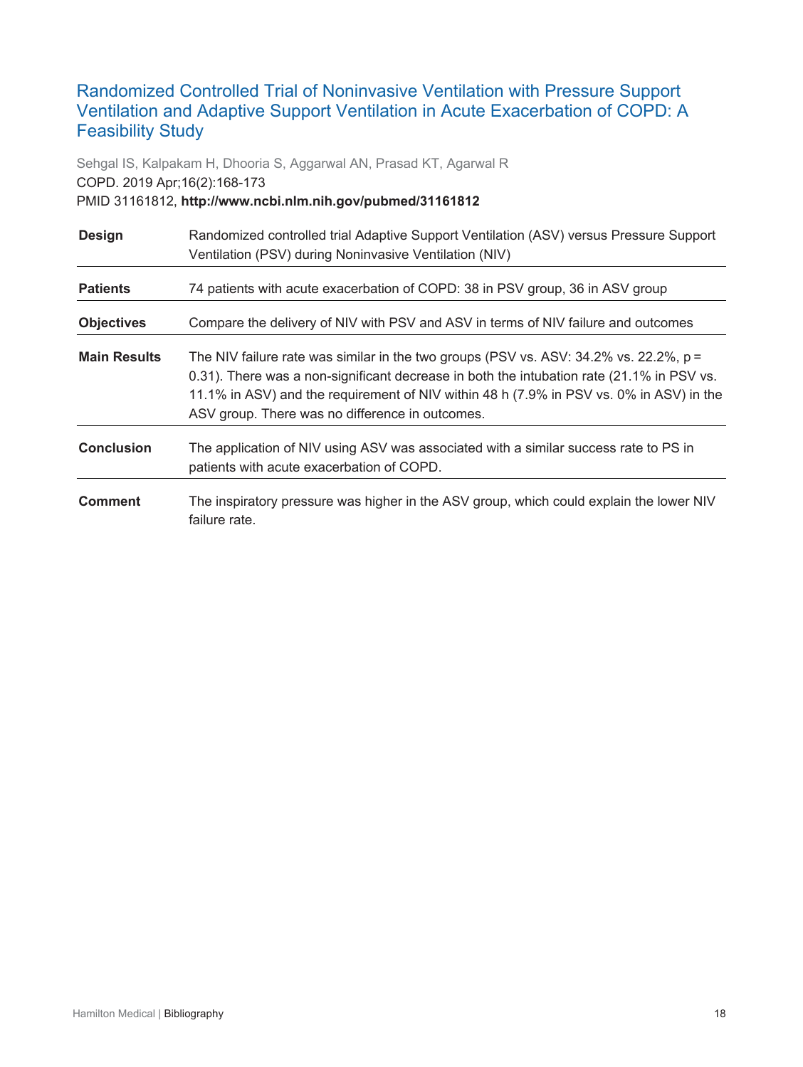## Randomized Controlled Trial of Noninvasive Ventilation with Pressure Support Ventilation and Adaptive Support Ventilation in Acute Exacerbation of COPD: A Feasibility Study

Sehgal IS, Kalpakam H, Dhooria S, Aggarwal AN, Prasad KT, Agarwal R

COPD. 2019 Apr;16(2):168-173

PMID 31161812, **http://www.ncbi.nlm.nih.gov/pubmed/31161812**

| | |
|---|---|
| **Design** | Randomized controlled trial Adaptive Support Ventilation (ASV) versus Pressure Support Ventilation (PSV) during Noninvasive Ventilation (NIV) |
| **Patients** | 74 patients with acute exacerbation of COPD: 38 in PSV group, 36 in ASV group |
| **Objectives** | Compare the delivery of NIV with PSV and ASV in terms of NIV failure and outcomes |
| **Main Results** | The NIV failure rate was similar in the two groups (PSV vs. ASV: 34.2% vs. 22.2%, $p = 0.31$). There was a non-significant decrease in both the intubation rate (21.1% in PSV vs. 11.1% in ASV) and the requirement of NIV within 48 h (7.9% in PSV vs. 0% in ASV) in the ASV group. There was no difference in outcomes. |
| **Conclusion** | The application of NIV using ASV was associated with a similar success rate to PS in patients with acute exacerbation of COPD. |
| **Comment** | The inspiratory pressure was higher in the ASV group, which could explain the lower NIV failure rate. |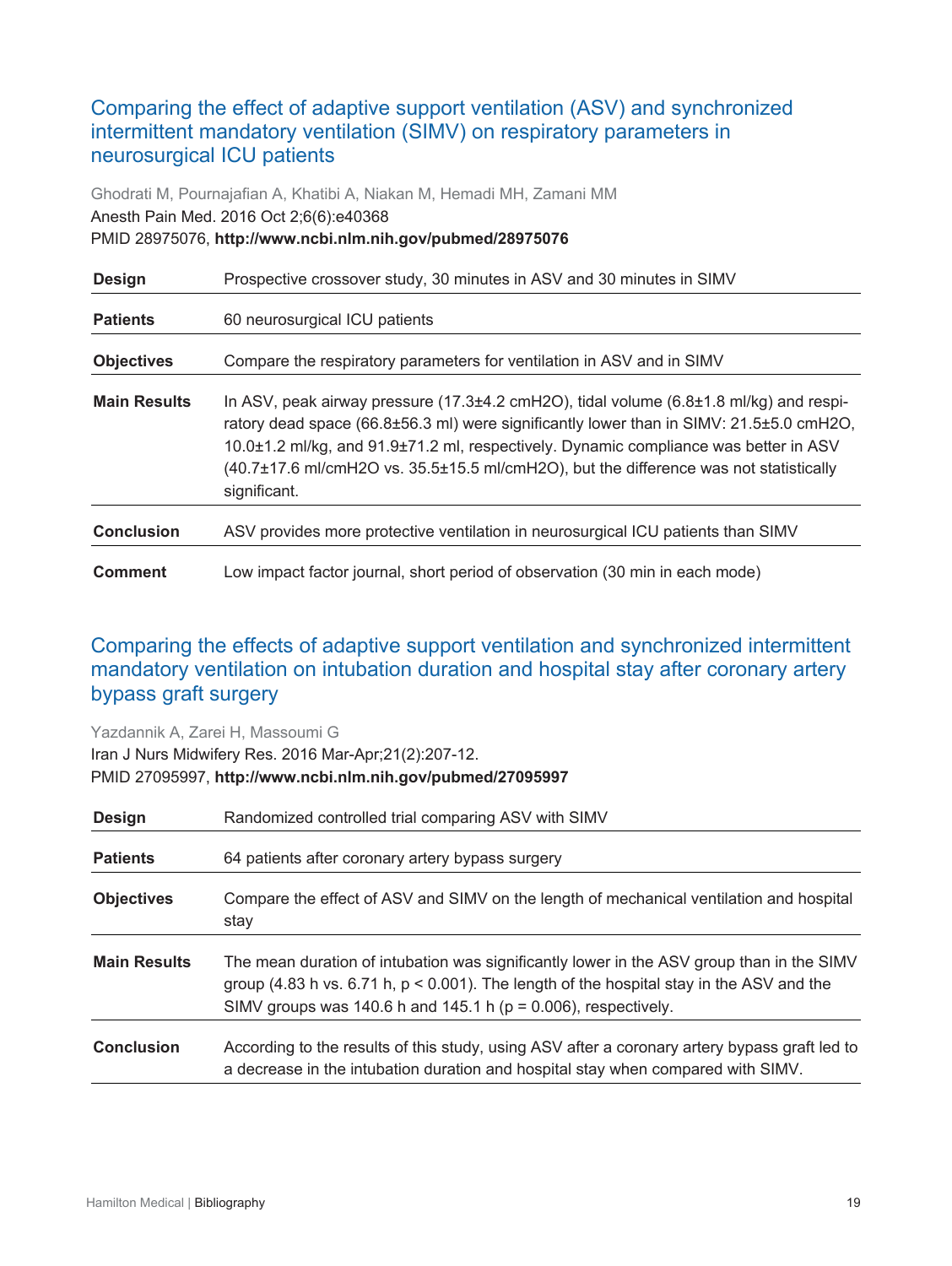## Comparing the effect of adaptive support ventilation (ASV) and synchronized intermittent mandatory ventilation (SIMV) on respiratory parameters in neurosurgical ICU patients

Ghodrati M, Pournajafian A, Khatibi A, Niakan M, Hemadi MH, Zamani MM
Anesth Pain Med. 2016 Oct 2;6(6):e40368
PMID 28975076, **http://www.ncbi.nlm.nih.gov/pubmed/28975076**

| | |
|---|---|
| **Design** | Prospective crossover study, 30 minutes in ASV and 30 minutes in SIMV |
| **Patients** | 60 neurosurgical ICU patients |
| **Objectives** | Compare the respiratory parameters for ventilation in ASV and in SIMV |
| **Main Results** | In ASV, peak airway pressure (17.3±4.2 cmH2O), tidal volume (6.8±1.8 ml/kg) and respiratory dead space (66.8±56.3 ml) were significantly lower than in SIMV: 21.5±5.0 cmH2O, 10.0±1.2 ml/kg, and 91.9±71.2 ml, respectively. Dynamic compliance was better in ASV (40.7±17.6 ml/cmH2O vs. 35.5±15.5 ml/cmH2O), but the difference was not statistically significant. |
| **Conclusion** | ASV provides more protective ventilation in neurosurgical ICU patients than SIMV |
| **Comment** | Low impact factor journal, short period of observation (30 min in each mode) |

## Comparing the effects of adaptive support ventilation and synchronized intermittent mandatory ventilation on intubation duration and hospital stay after coronary artery bypass graft surgery

Yazdannik A, Zarei H, Massoumi G
Iran J Nurs Midwifery Res. 2016 Mar-Apr;21(2):207-12.
PMID 27095997, **http://www.ncbi.nlm.nih.gov/pubmed/27095997**

| | |
|---|---|
| **Design** | Randomized controlled trial comparing ASV with SIMV |
| **Patients** | 64 patients after coronary artery bypass surgery |
| **Objectives** | Compare the effect of ASV and SIMV on the length of mechanical ventilation and hospital stay |
| **Main Results** | The mean duration of intubation was significantly lower in the ASV group than in the SIMV group (4.83 h vs. 6.71 h, $p < 0.001$). The length of the hospital stay in the ASV and the SIMV groups was 140.6 h and 145.1 h ($p = 0.006$), respectively. |
| **Conclusion** | According to the results of this study, using ASV after a coronary artery bypass graft led to a decrease in the intubation duration and hospital stay when compared with SIMV. |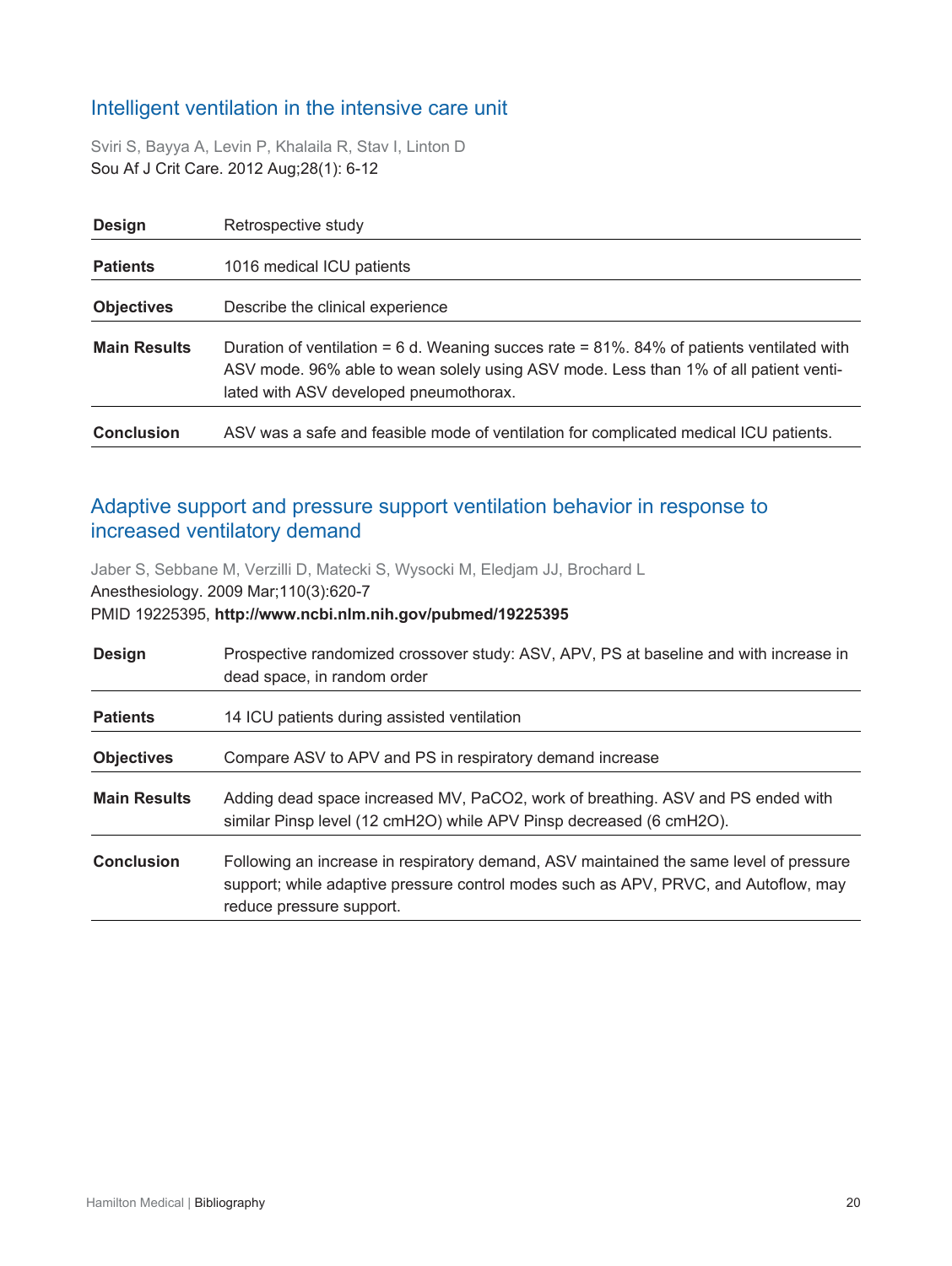## Intelligent ventilation in the intensive care unit

Sviri S, Bayya A, Levin P, Khalaila R, Stav I, Linton D
Sou Af J Crit Care. 2012 Aug;28(1): 6-12

| | |
|---|---|
| **Design** | Retrospective study |
| **Patients** | 1016 medical ICU patients |
| **Objectives** | Describe the clinical experience |
| **Main Results** | Duration of ventilation = 6 d. Weaning succes rate = 81%. 84% of patients ventilated with ASV mode. 96% able to wean solely using ASV mode. Less than 1% of all patient ventilated with ASV developed pneumothorax. |
| **Conclusion** | ASV was a safe and feasible mode of ventilation for complicated medical ICU patients. |

## Adaptive support and pressure support ventilation behavior in response to increased ventilatory demand

Jaber S, Sebbane M, Verzilli D, Matecki S, Wysocki M, Eledjam JJ, Brochard L
Anesthesiology. 2009 Mar;110(3):620-7
PMID 19225395, **http://www.ncbi.nlm.nih.gov/pubmed/19225395**

| | |
|---|---|
| **Design** | Prospective randomized crossover study: ASV, APV, PS at baseline and with increase in dead space, in random order |
| **Patients** | 14 ICU patients during assisted ventilation |
| **Objectives** | Compare ASV to APV and PS in respiratory demand increase |
| **Main Results** | Adding dead space increased MV, $PaCO_2$, work of breathing. ASV and PS ended with similar Pinsp level (12 $cmH_2O$) while APV Pinsp decreased (6 $cmH_2O$). |
| **Conclusion** | Following an increase in respiratory demand, ASV maintained the same level of pressure support; while adaptive pressure control modes such as APV, PRVC, and Autoflow, may reduce pressure support. |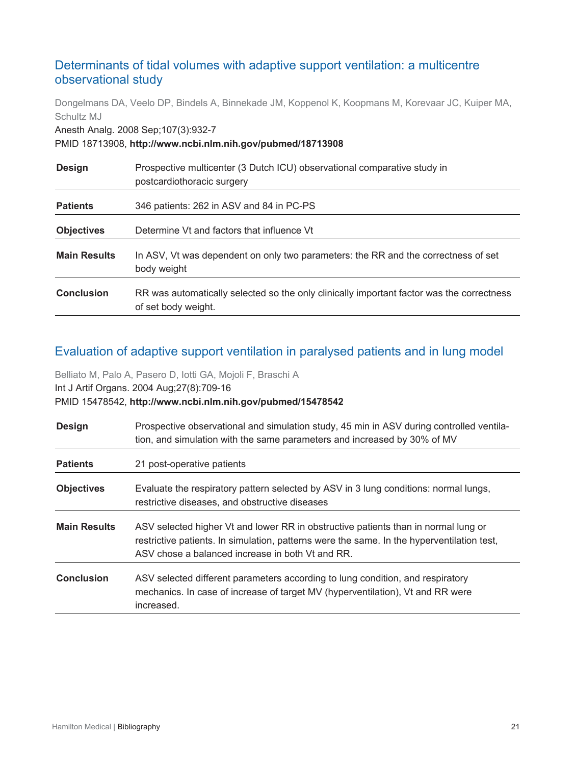## Determinants of tidal volumes with adaptive support ventilation: a multicentre observational study

Dongelmans DA, Veelo DP, Bindels A, Binnekade JM, Koppenol K, Koopmans M, Korevaar JC, Kuiper MA, Schultz MJ
Anesth Analg. 2008 Sep;107(3):932-7
PMID 18713908, **http://www.ncbi.nlm.nih.gov/pubmed/18713908**

| | |
|---|---|
| **Design** | Prospective multicenter (3 Dutch ICU) observational comparative study in postcardiothoracic surgery |
| **Patients** | 346 patients: 262 in ASV and 84 in PC-PS |
| **Objectives** | Determine Vt and factors that influence Vt |
| **Main Results** | In ASV, Vt was dependent on only two parameters: the RR and the correctness of set body weight |
| **Conclusion** | RR was automatically selected so the only clinically important factor was the correctness of set body weight. |

## Evaluation of adaptive support ventilation in paralysed patients and in lung model

Belliato M, Palo A, Pasero D, Iotti GA, Mojoli F, Braschi A
Int J Artif Organs. 2004 Aug;27(8):709-16
PMID 15478542, **http://www.ncbi.nlm.nih.gov/pubmed/15478542**

| | |
|---|---|
| **Design** | Prospective observational and simulation study, 45 min in ASV during controlled ventilation, and simulation with the same parameters and increased by 30% of MV |
| **Patients** | 21 post-operative patients |
| **Objectives** | Evaluate the respiratory pattern selected by ASV in 3 lung conditions: normal lungs, restrictive diseases, and obstructive diseases |
| **Main Results** | ASV selected higher Vt and lower RR in obstructive patients than in normal lung or restrictive patients. In simulation, patterns were the same. In the hyperventilation test, ASV chose a balanced increase in both Vt and RR. |
| **Conclusion** | ASV selected different parameters according to lung condition, and respiratory mechanics. In case of increase of target MV (hyperventilation), Vt and RR were increased. |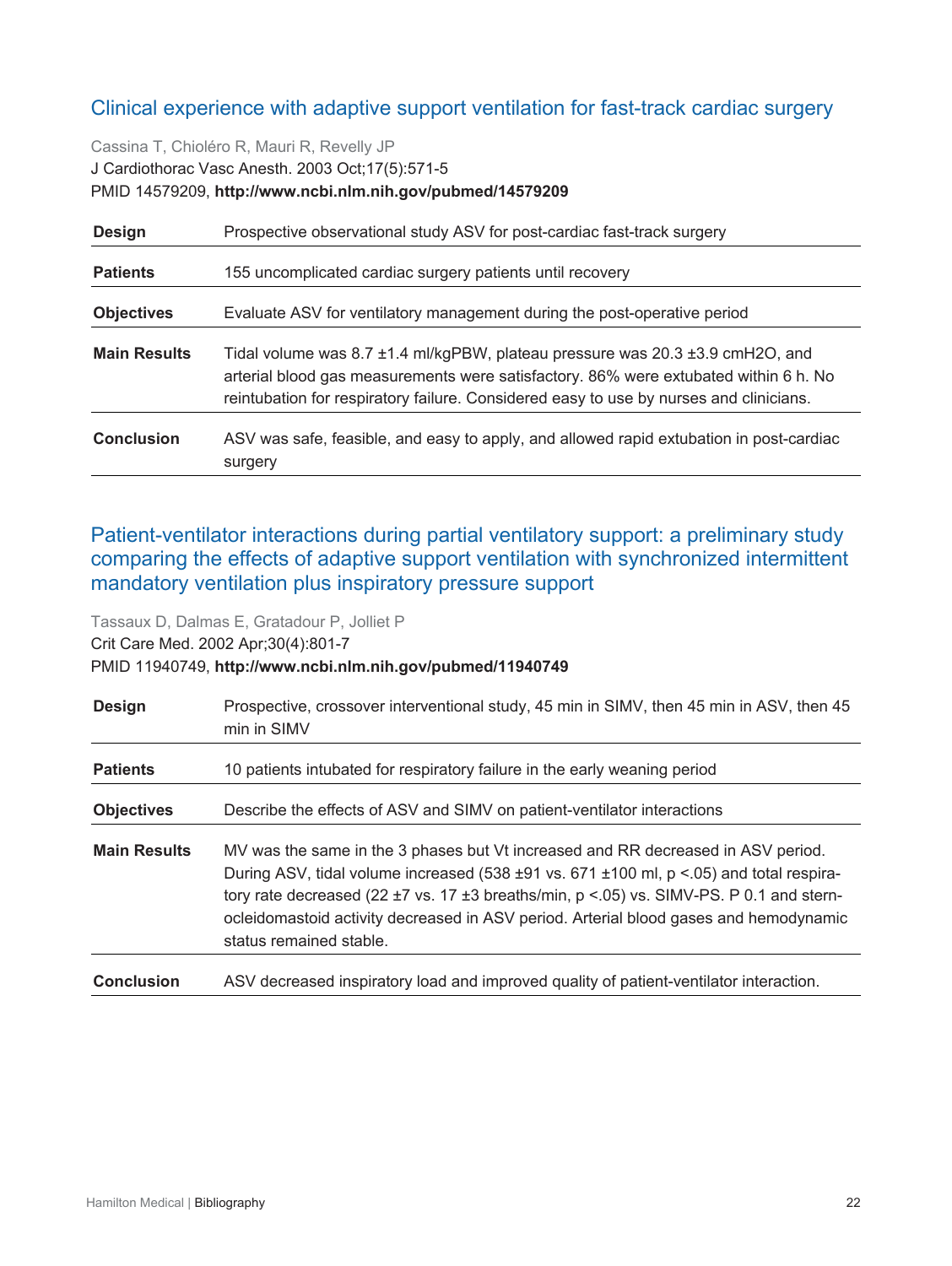## Clinical experience with adaptive support ventilation for fast-track cardiac surgery

Cassina T, Chioléro R, Mauri R, Revelly JP
J Cardiothorac Vasc Anesth. 2003 Oct;17(5):571-5
PMID 14579209, **http://www.ncbi.nlm.nih.gov/pubmed/14579209**

| | |
|---|---|
| **Design** | Prospective observational study ASV for post-cardiac fast-track surgery |
| **Patients** | 155 uncomplicated cardiac surgery patients until recovery |
| **Objectives** | Evaluate ASV for ventilatory management during the post-operative period |
| **Main Results** | Tidal volume was 8.7 ±1.4 ml/kgPBW, plateau pressure was 20.3 ±3.9 cmH2O, and arterial blood gas measurements were satisfactory. 86% were extubated within 6 h. No reintubation for respiratory failure. Considered easy to use by nurses and clinicians. |
| **Conclusion** | ASV was safe, feasible, and easy to apply, and allowed rapid extubation in post-cardiac surgery |

## Patient-ventilator interactions during partial ventilatory support: a preliminary study comparing the effects of adaptive support ventilation with synchronized intermittent mandatory ventilation plus inspiratory pressure support

Tassaux D, Dalmas E, Gratadour P, Jolliet P
Crit Care Med. 2002 Apr;30(4):801-7
PMID 11940749, **http://www.ncbi.nlm.nih.gov/pubmed/11940749**

| | |
|---|---|
| **Design** | Prospective, crossover interventional study, 45 min in SIMV, then 45 min in ASV, then 45 min in SIMV |
| **Patients** | 10 patients intubated for respiratory failure in the early weaning period |
| **Objectives** | Describe the effects of ASV and SIMV on patient-ventilator interactions |
| **Main Results** | MV was the same in the 3 phases but Vt increased and RR decreased in ASV period. During ASV, tidal volume increased (538 ±91 vs. 671 ±100 ml, p <.05) and total respiratory rate decreased (22 ±7 vs. 17 ±3 breaths/min, p <.05) vs. SIMV-PS. P 0.1 and sternocleidomastoid activity decreased in ASV period. Arterial blood gases and hemodynamic status remained stable. |
| **Conclusion** | ASV decreased inspiratory load and improved quality of patient-ventilator interaction. |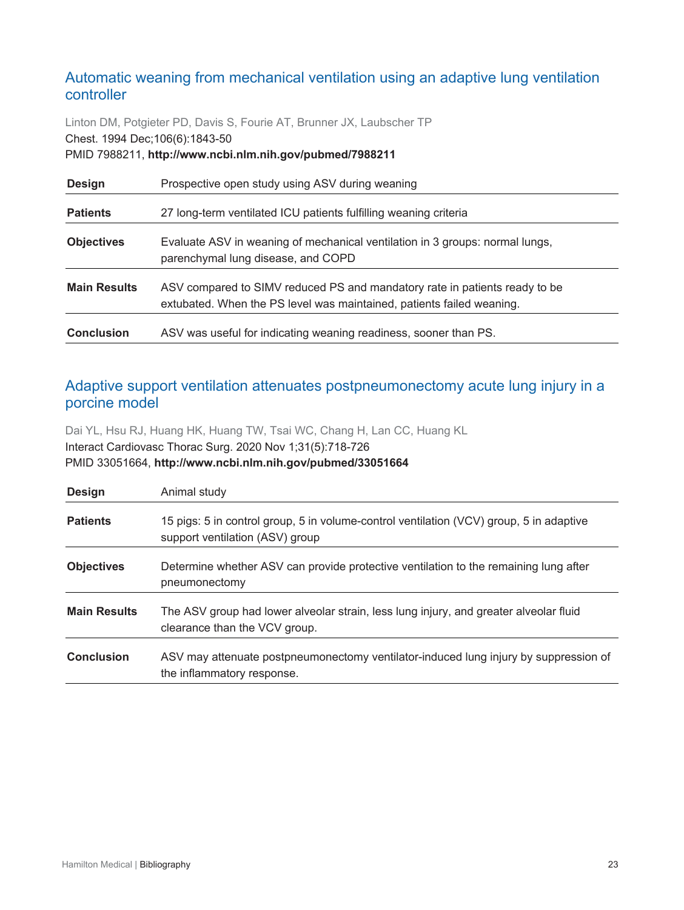## Automatic weaning from mechanical ventilation using an adaptive lung ventilation controller

Linton DM, Potgieter PD, Davis S, Fourie AT, Brunner JX, Laubscher TP
Chest. 1994 Dec;106(6):1843-50
PMID 7988211, **http://www.ncbi.nlm.nih.gov/pubmed/7988211**

| | |
|---|---|
| **Design** | Prospective open study using ASV during weaning |
| **Patients** | 27 long-term ventilated ICU patients fulfilling weaning criteria |
| **Objectives** | Evaluate ASV in weaning of mechanical ventilation in 3 groups: normal lungs, parenchymal lung disease, and COPD |
| **Main Results** | ASV compared to SIMV reduced PS and mandatory rate in patients ready to be extubated. When the PS level was maintained, patients failed weaning. |
| **Conclusion** | ASV was useful for indicating weaning readiness, sooner than PS. |

## Adaptive support ventilation attenuates postpneumonectomy acute lung injury in a porcine model

Dai YL, Hsu RJ, Huang HK, Huang TW, Tsai WC, Chang H, Lan CC, Huang KL
Interact Cardiovasc Thorac Surg. 2020 Nov 1;31(5):718-726
PMID 33051664, **http://www.ncbi.nlm.nih.gov/pubmed/33051664**

| | |
|---|---|
| **Design** | Animal study |
| **Patients** | 15 pigs: 5 in control group, 5 in volume-control ventilation (VCV) group, 5 in adaptive support ventilation (ASV) group |
| **Objectives** | Determine whether ASV can provide protective ventilation to the remaining lung after pneumonectomy |
| **Main Results** | The ASV group had lower alveolar strain, less lung injury, and greater alveolar fluid clearance than the VCV group. |
| **Conclusion** | ASV may attenuate postpneumonectomy ventilator-induced lung injury by suppression of the inflammatory response. |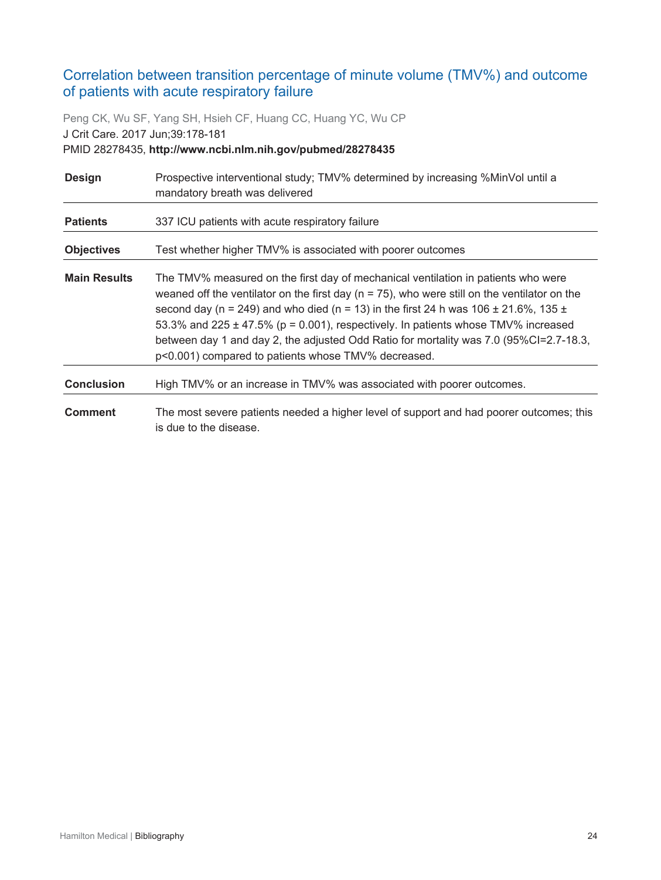## Correlation between transition percentage of minute volume (TMV%) and outcome of patients with acute respiratory failure

Peng CK, Wu SF, Yang SH, Hsieh CF, Huang CC, Huang YC, Wu CP
J Crit Care. 2017 Jun;39:178-181
PMID 28278435, **http://www.ncbi.nlm.nih.gov/pubmed/28278435**

| | |
|---|---|
| **Design** | Prospective interventional study; TMV% determined by increasing %MinVol until a mandatory breath was delivered |
| **Patients** | 337 ICU patients with acute respiratory failure |
| **Objectives** | Test whether higher TMV% is associated with poorer outcomes |
| **Main Results** | The TMV% measured on the first day of mechanical ventilation in patients who were weaned off the ventilator on the first day ($n = 75$), who were still on the ventilator on the second day ($n = 249$) and who died ($n = 13$) in the first 24 h was $106 \pm 21.6\%$, $135 \pm 53.3\%$ and $225 \pm 47.5\%$ ($p = 0.001$), respectively. In patients whose TMV% increased between day 1 and day 2, the adjusted Odd Ratio for mortality was 7.0 (95%CI=2.7-18.3, $p<0.001$) compared to patients whose TMV% decreased. |
| **Conclusion** | High TMV% or an increase in TMV% was associated with poorer outcomes. |
| **Comment** | The most severe patients needed a higher level of support and had poorer outcomes; this is due to the disease. |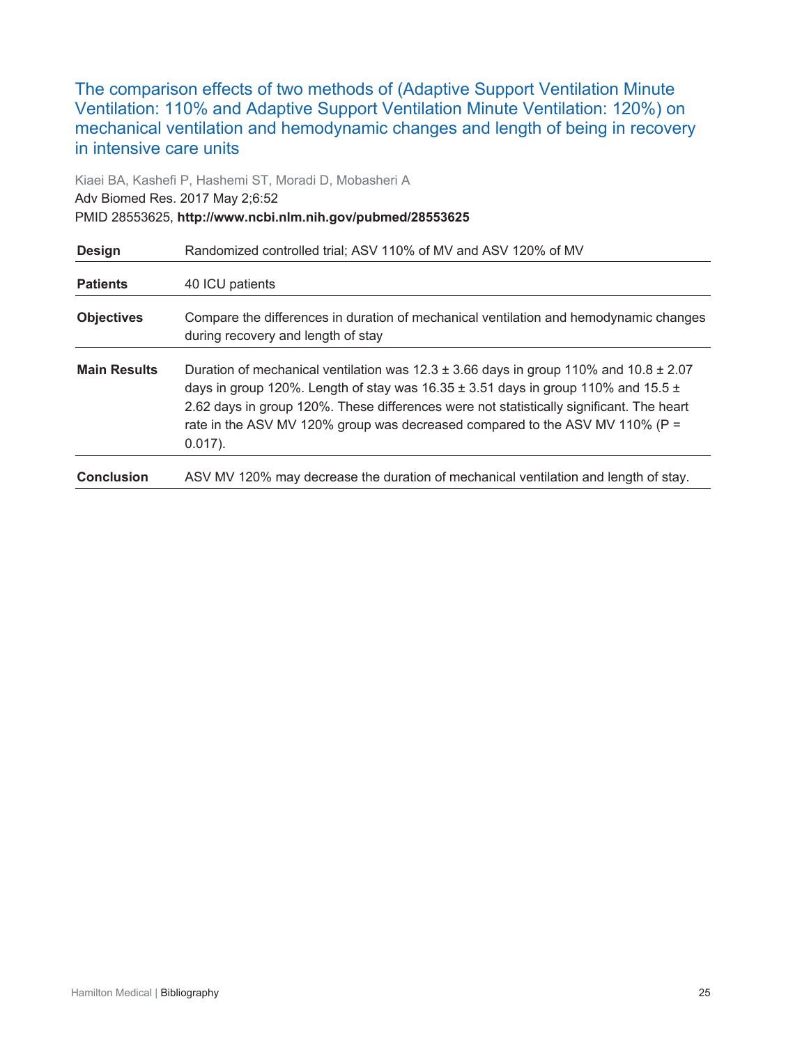## The comparison effects of two methods of (Adaptive Support Ventilation Minute Ventilation: 110% and Adaptive Support Ventilation Minute Ventilation: 120%) on mechanical ventilation and hemodynamic changes and length of being in recovery in intensive care units

Kiaei BA, Kashefi P, Hashemi ST, Moradi D, Mobasheri A

Adv Biomed Res. 2017 May 2;6:52

PMID 28553625, **http://www.ncbi.nlm.nih.gov/pubmed/28553625**

| | |
|---|---|
| **Design** | Randomized controlled trial; ASV 110% of MV and ASV 120% of MV |
| **Patients** | 40 ICU patients |
| **Objectives** | Compare the differences in duration of mechanical ventilation and hemodynamic changes during recovery and length of stay |
| **Main Results** | Duration of mechanical ventilation was 12.3 ± 3.66 days in group 110% and 10.8 ± 2.07 days in group 120%. Length of stay was 16.35 ± 3.51 days in group 110% and 15.5 ± 2.62 days in group 120%. These differences were not statistically significant. The heart rate in the ASV MV 120% group was decreased compared to the ASV MV 110% ($P = 0.017$). |
| **Conclusion** | ASV MV 120% may decrease the duration of mechanical ventilation and length of stay. |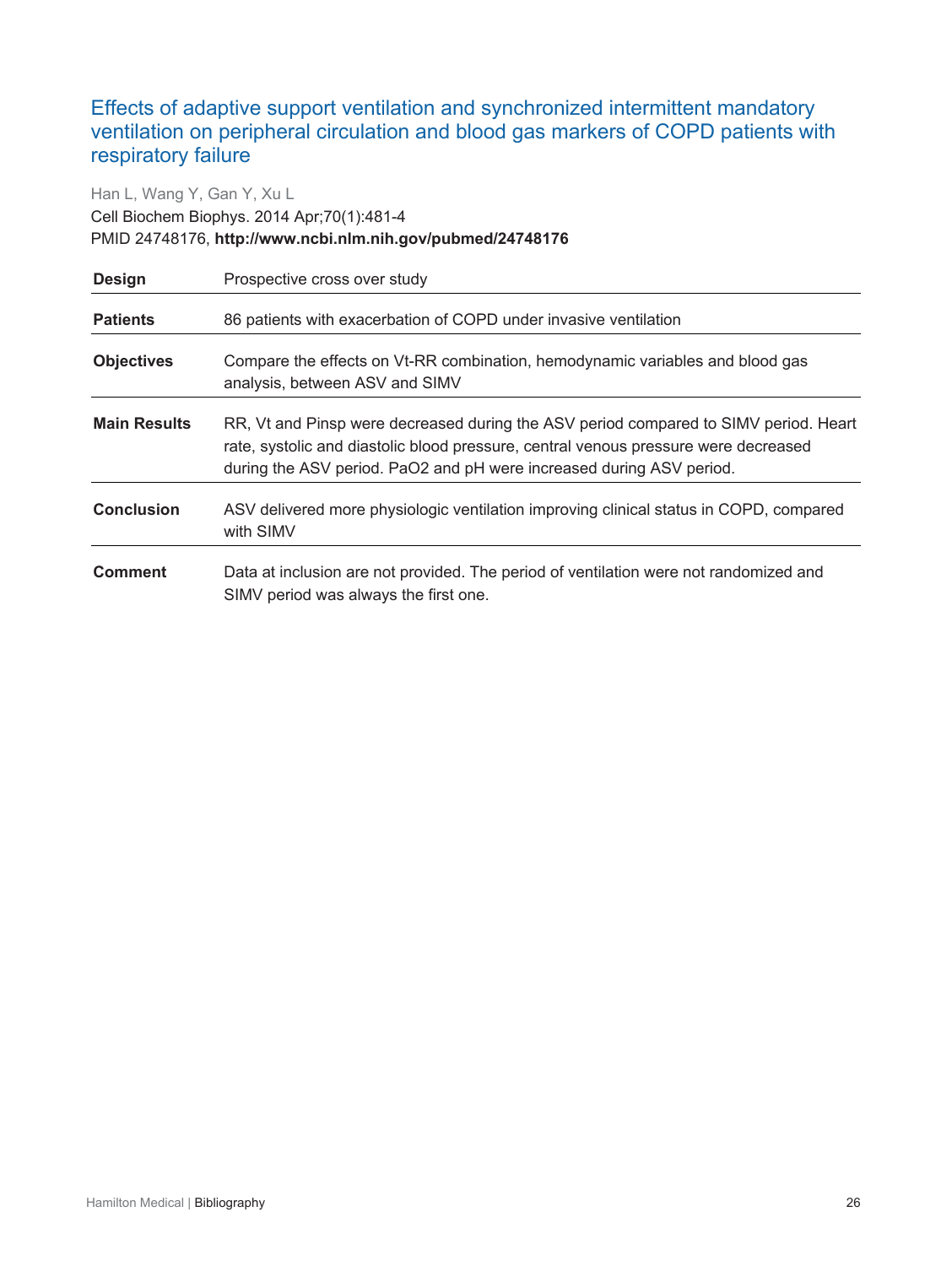## Effects of adaptive support ventilation and synchronized intermittent mandatory ventilation on peripheral circulation and blood gas markers of COPD patients with respiratory failure

Han L, Wang Y, Gan Y, Xu L

Cell Biochem Biophys. 2014 Apr;70(1):481-4

PMID 24748176, **http://www.ncbi.nlm.nih.gov/pubmed/24748176**

| | |
|---|---|
| **Design** | Prospective cross over study |
| **Patients** | 86 patients with exacerbation of COPD under invasive ventilation |
| **Objectives** | Compare the effects on Vt-RR combination, hemodynamic variables and blood gas analysis, between ASV and SIMV |
| **Main Results** | RR, Vt and Pinsp were decreased during the ASV period compared to SIMV period. Heart rate, systolic and diastolic blood pressure, central venous pressure were decreased during the ASV period. $PaO_2$ and pH were increased during ASV period. |
| **Conclusion** | ASV delivered more physiologic ventilation improving clinical status in COPD, compared with SIMV |
| **Comment** | Data at inclusion are not provided. The period of ventilation were not randomized and SIMV period was always the first one. |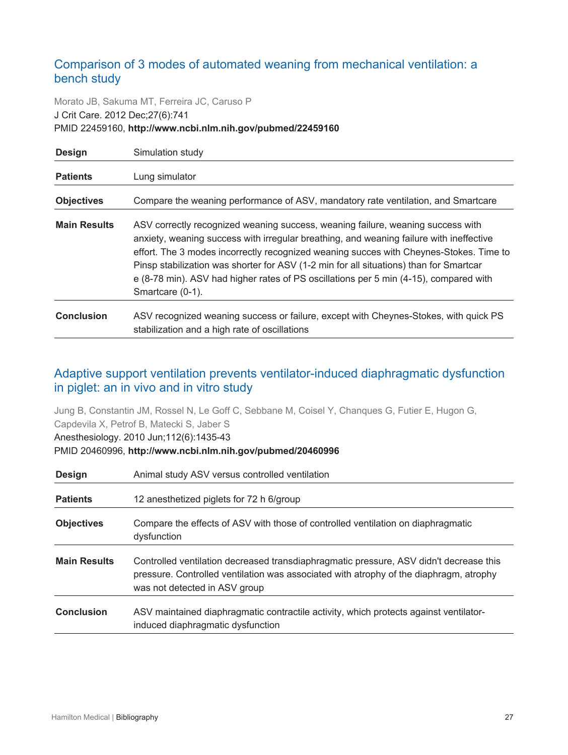## Comparison of 3 modes of automated weaning from mechanical ventilation: a bench study

Morato JB, Sakuma MT, Ferreira JC, Caruso P
J Crit Care. 2012 Dec;27(6):741
PMID 22459160, **http://www.ncbi.nlm.nih.gov/pubmed/22459160**

| | |
|---|---|
| **Design** | Simulation study |
| **Patients** | Lung simulator |
| **Objectives** | Compare the weaning performance of ASV, mandatory rate ventilation, and Smartcare |
| **Main Results** | ASV correctly recognized weaning success, weaning failure, weaning success with anxiety, weaning success with irregular breathing, and weaning failure with ineffective effort. The 3 modes incorrectly recognized weaning succes with Cheynes-Stokes. Time to Pinsp stabilization was shorter for ASV (1-2 min for all situations) than for Smartcar e (8-78 min). ASV had higher rates of PS oscillations per 5 min (4-15), compared with Smartcare (0-1). |
| **Conclusion** | ASV recognized weaning success or failure, except with Cheynes-Stokes, with quick PS stabilization and a high rate of oscillations |

## Adaptive support ventilation prevents ventilator-induced diaphragmatic dysfunction in piglet: an in vivo and in vitro study

Jung B, Constantin JM, Rossel N, Le Goff C, Sebbane M, Coisel Y, Chanques G, Futier E, Hugon G, Capdevila X, Petrof B, Matecki S, Jaber S
Anesthesiology. 2010 Jun;112(6):1435-43
PMID 20460996, **http://www.ncbi.nlm.nih.gov/pubmed/20460996**

| | |
|---|---|
| **Design** | Animal study ASV versus controlled ventilation |
| **Patients** | 12 anesthetized piglets for 72 h 6/group |
| **Objectives** | Compare the effects of ASV with those of controlled ventilation on diaphragmatic dysfunction |
| **Main Results** | Controlled ventilation decreased transdiaphragmatic pressure, ASV didn't decrease this pressure. Controlled ventilation was associated with atrophy of the diaphragm, atrophy was not detected in ASV group |
| **Conclusion** | ASV maintained diaphragmatic contractile activity, which protects against ventilator-induced diaphragmatic dysfunction |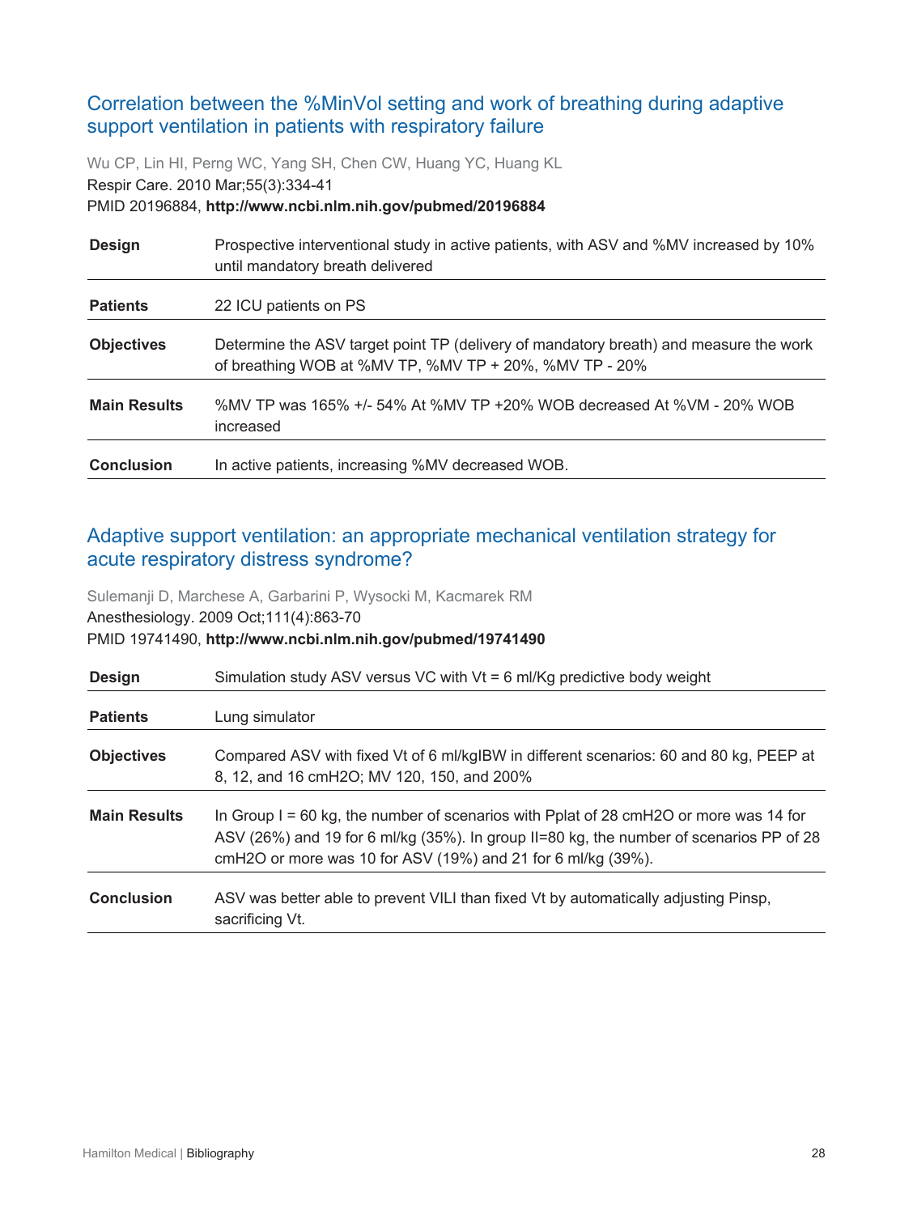## Correlation between the %MinVol setting and work of breathing during adaptive support ventilation in patients with respiratory failure

Wu CP, Lin HI, Perng WC, Yang SH, Chen CW, Huang YC, Huang KL

Respir Care. 2010 Mar;55(3):334-41

PMID 20196884, **http://www.ncbi.nlm.nih.gov/pubmed/20196884**

| | |
|---|---|
| **Design** | Prospective interventional study in active patients, with ASV and %MV increased by 10% until mandatory breath delivered |
| **Patients** | 22 ICU patients on PS |
| **Objectives** | Determine the ASV target point TP (delivery of mandatory breath) and measure the work of breathing WOB at %MV TP, %MV TP + 20%, %MV TP - 20% |
| **Main Results** | %MV TP was 165% +/- 54% At %MV TP +20% WOB decreased At %VM - 20% WOB increased |
| **Conclusion** | In active patients, increasing %MV decreased WOB. |

## Adaptive support ventilation: an appropriate mechanical ventilation strategy for acute respiratory distress syndrome?

Sulemanji D, Marchese A, Garbarini P, Wysocki M, Kacmarek RM

Anesthesiology. 2009 Oct;111(4):863-70

PMID 19741490, **http://www.ncbi.nlm.nih.gov/pubmed/19741490**

| | |
|---|---|
| **Design** | Simulation study ASV versus VC with Vt = 6 ml/Kg predictive body weight |
| **Patients** | Lung simulator |
| **Objectives** | Compared ASV with fixed Vt of 6 ml/kgIBW in different scenarios: 60 and 80 kg, PEEP at 8, 12, and 16 cmH2O; MV 120, 150, and 200% |
| **Main Results** | In Group I = 60 kg, the number of scenarios with Pplat of 28 cmH2O or more was 14 for ASV (26%) and 19 for 6 ml/kg (35%). In group II=80 kg, the number of scenarios PP of 28 cmH2O or more was 10 for ASV (19%) and 21 for 6 ml/kg (39%). |
| **Conclusion** | ASV was better able to prevent VILI than fixed Vt by automatically adjusting Pinsp, sacrificing Vt. |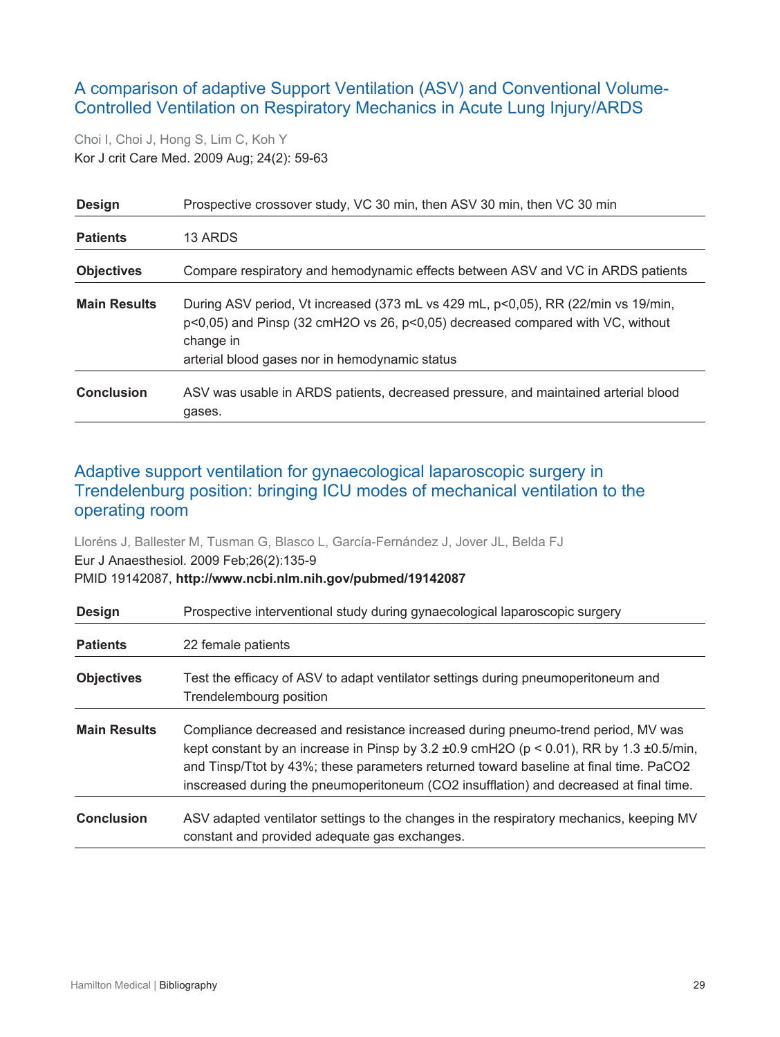## A comparison of adaptive Support Ventilation (ASV) and Conventional Volume-Controlled Ventilation on Respiratory Mechanics in Acute Lung Injury/ARDS

Choi I, Choi J, Hong S, Lim C, Koh Y
Kor J crit Care Med. 2009 Aug; 24(2): 59-63

| | |
|---|---|
| **Design** | Prospective crossover study, VC 30 min, then ASV 30 min, then VC 30 min |
| **Patients** | 13 ARDS |
| **Objectives** | Compare respiratory and hemodynamic effects between ASV and VC in ARDS patients |
| **Main Results** | During ASV period, Vt increased (373 mL vs 429 mL, $p<0{,}05$), RR (22/min vs 19/min, $p<0{,}05$) and Pinsp (32 cmH2O vs 26, $p<0{,}05$) decreased compared with VC, without change in arterial blood gases nor in hemodynamic status |
| **Conclusion** | ASV was usable in ARDS patients, decreased pressure, and maintained arterial blood gases. |

## Adaptive support ventilation for gynaecological laparoscopic surgery in Trendelenburg position: bringing ICU modes of mechanical ventilation to the operating room

Lloréns J, Ballester M, Tusman G, Blasco L, García-Fernández J, Jover JL, Belda FJ
Eur J Anaesthesiol. 2009 Feb;26(2):135-9
PMID 19142087, **http://www.ncbi.nlm.nih.gov/pubmed/19142087**

| | |
|---|---|
| **Design** | Prospective interventional study during gynaecological laparoscopic surgery |
| **Patients** | 22 female patients |
| **Objectives** | Test the efficacy of ASV to adapt ventilator settings during pneumoperitoneum and Trendelembourg position |
| **Main Results** | Compliance decreased and resistance increased during pneumo-trend period, MV was kept constant by an increase in Pinsp by 3.2 ±0.9 cmH2O ($p < 0.01$), RR by 1.3 ±0.5/min, and Tinsp/Ttot by 43%; these parameters returned toward baseline at final time. $PaCO_2$ inscreased during the pneumoperitoneum ($CO_2$ insufflation) and decreased at final time. |
| **Conclusion** | ASV adapted ventilator settings to the changes in the respiratory mechanics, keeping MV constant and provided adequate gas exchanges. |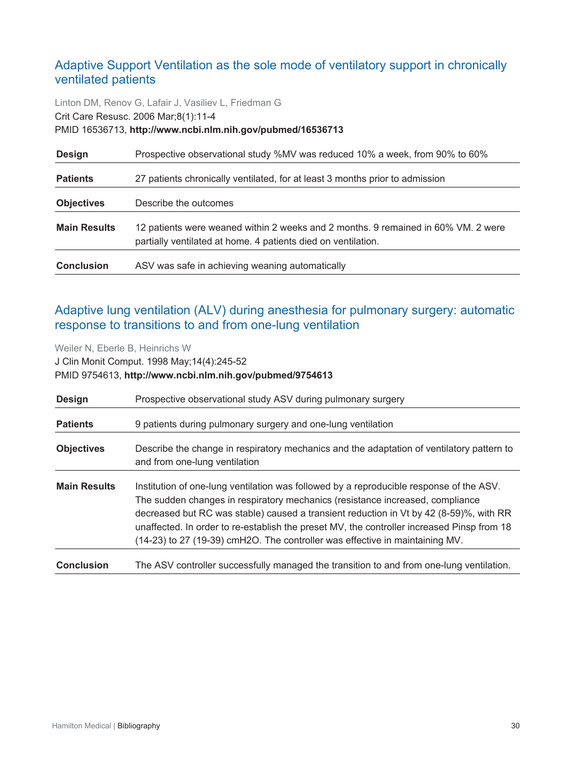## Adaptive Support Ventilation as the sole mode of ventilatory support in chronically ventilated patients

Linton DM, Renov G, Lafair J, Vasiliev L, Friedman G
Crit Care Resusc. 2006 Mar;8(1):11-4
PMID 16536713, **http://www.ncbi.nlm.nih.gov/pubmed/16536713**

| | |
|---|---|
| **Design** | Prospective observational study %MV was reduced 10% a week, from 90% to 60% |
| **Patients** | 27 patients chronically ventilated, for at least 3 months prior to admission |
| **Objectives** | Describe the outcomes |
| **Main Results** | 12 patients were weaned within 2 weeks and 2 months. 9 remained in 60% VM. 2 were partially ventilated at home. 4 patients died on ventilation. |
| **Conclusion** | ASV was safe in achieving weaning automatically |

## Adaptive lung ventilation (ALV) during anesthesia for pulmonary surgery: automatic response to transitions to and from one-lung ventilation

Weiler N, Eberle B, Heinrichs W
J Clin Monit Comput. 1998 May;14(4):245-52
PMID 9754613, **http://www.ncbi.nlm.nih.gov/pubmed/9754613**

| | |
|---|---|
| **Design** | Prospective observational study ASV during pulmonary surgery |
| **Patients** | 9 patients during pulmonary surgery and one-lung ventilation |
| **Objectives** | Describe the change in respiratory mechanics and the adaptation of ventilatory pattern to and from one-lung ventilation |
| **Main Results** | Institution of one-lung ventilation was followed by a reproducible response of the ASV. The sudden changes in respiratory mechanics (resistance increased, compliance decreased but RC was stable) caused a transient reduction in Vt by 42 (8-59)%, with RR unaffected. In order to re-establish the preset MV, the controller increased Pinsp from 18 (14-23) to 27 (19-39) cmH2O. The controller was effective in maintaining MV. |
| **Conclusion** | The ASV controller successfully managed the transition to and from one-lung ventilation. |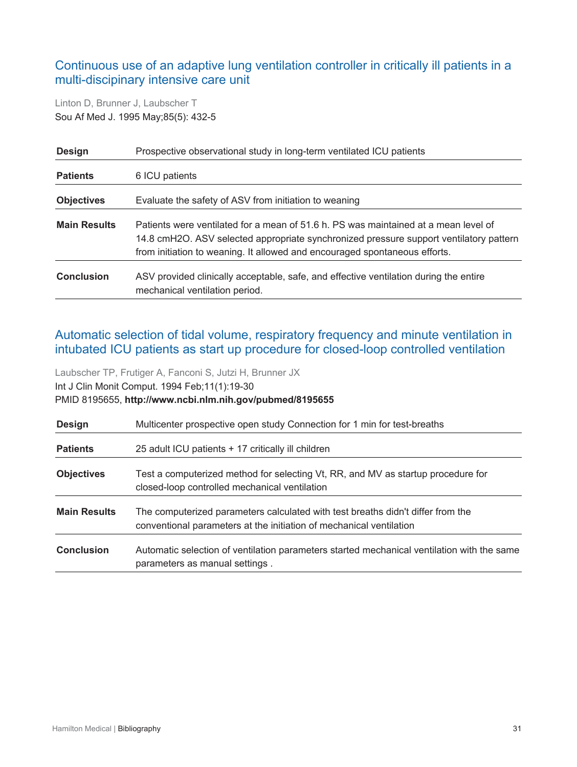## Continuous use of an adaptive lung ventilation controller in critically ill patients in a multi-discipinary intensive care unit

Linton D, Brunner J, Laubscher T
Sou Af Med J. 1995 May;85(5): 432-5

| | |
|---|---|
| **Design** | Prospective observational study in long-term ventilated ICU patients |
| **Patients** | 6 ICU patients |
| **Objectives** | Evaluate the safety of ASV from initiation to weaning |
| **Main Results** | Patients were ventilated for a mean of 51.6 h. PS was maintained at a mean level of 14.8 cmH2O. ASV selected appropriate synchronized pressure support ventilatory pattern from initiation to weaning. It allowed and encouraged spontaneous efforts. |
| **Conclusion** | ASV provided clinically acceptable, safe, and effective ventilation during the entire mechanical ventilation period. |

## Automatic selection of tidal volume, respiratory frequency and minute ventilation in intubated ICU patients as start up procedure for closed-loop controlled ventilation

Laubscher TP, Frutiger A, Fanconi S, Jutzi H, Brunner JX
Int J Clin Monit Comput. 1994 Feb;11(1):19-30
PMID 8195655, **http://www.ncbi.nlm.nih.gov/pubmed/8195655**

| | |
|---|---|
| **Design** | Multicenter prospective open study Connection for 1 min for test-breaths |
| **Patients** | 25 adult ICU patients + 17 critically ill children |
| **Objectives** | Test a computerized method for selecting Vt, RR, and MV as startup procedure for closed-loop controlled mechanical ventilation |
| **Main Results** | The computerized parameters calculated with test breaths didn't differ from the conventional parameters at the initiation of mechanical ventilation |
| **Conclusion** | Automatic selection of ventilation parameters started mechanical ventilation with the same parameters as manual settings . |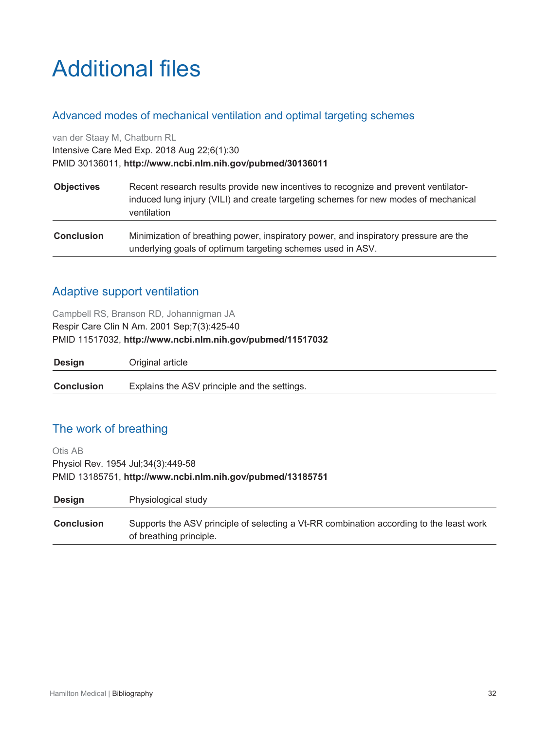# Additional files

## Advanced modes of mechanical ventilation and optimal targeting schemes

van der Staay M, Chatburn RL
Intensive Care Med Exp. 2018 Aug 22;6(1):30
PMID 30136011, **http://www.ncbi.nlm.nih.gov/pubmed/30136011**

| | |
|---|---|
| **Objectives** | Recent research results provide new incentives to recognize and prevent ventilator-induced lung injury (VILI) and create targeting schemes for new modes of mechanical ventilation |
| **Conclusion** | Minimization of breathing power, inspiratory power, and inspiratory pressure are the underlying goals of optimum targeting schemes used in ASV. |

## Adaptive support ventilation

Campbell RS, Branson RD, Johannigman JA
Respir Care Clin N Am. 2001 Sep;7(3):425-40
PMID 11517032, **http://www.ncbi.nlm.nih.gov/pubmed/11517032**

| | |
|---|---|
| **Design** | Original article |
| **Conclusion** | Explains the ASV principle and the settings. |

## The work of breathing

Otis AB
Physiol Rev. 1954 Jul;34(3):449-58
PMID 13185751, **http://www.ncbi.nlm.nih.gov/pubmed/13185751**

| | |
|---|---|
| **Design** | Physiological study |
| **Conclusion** | Supports the ASV principle of selecting a Vt-RR combination according to the least work of breathing principle. |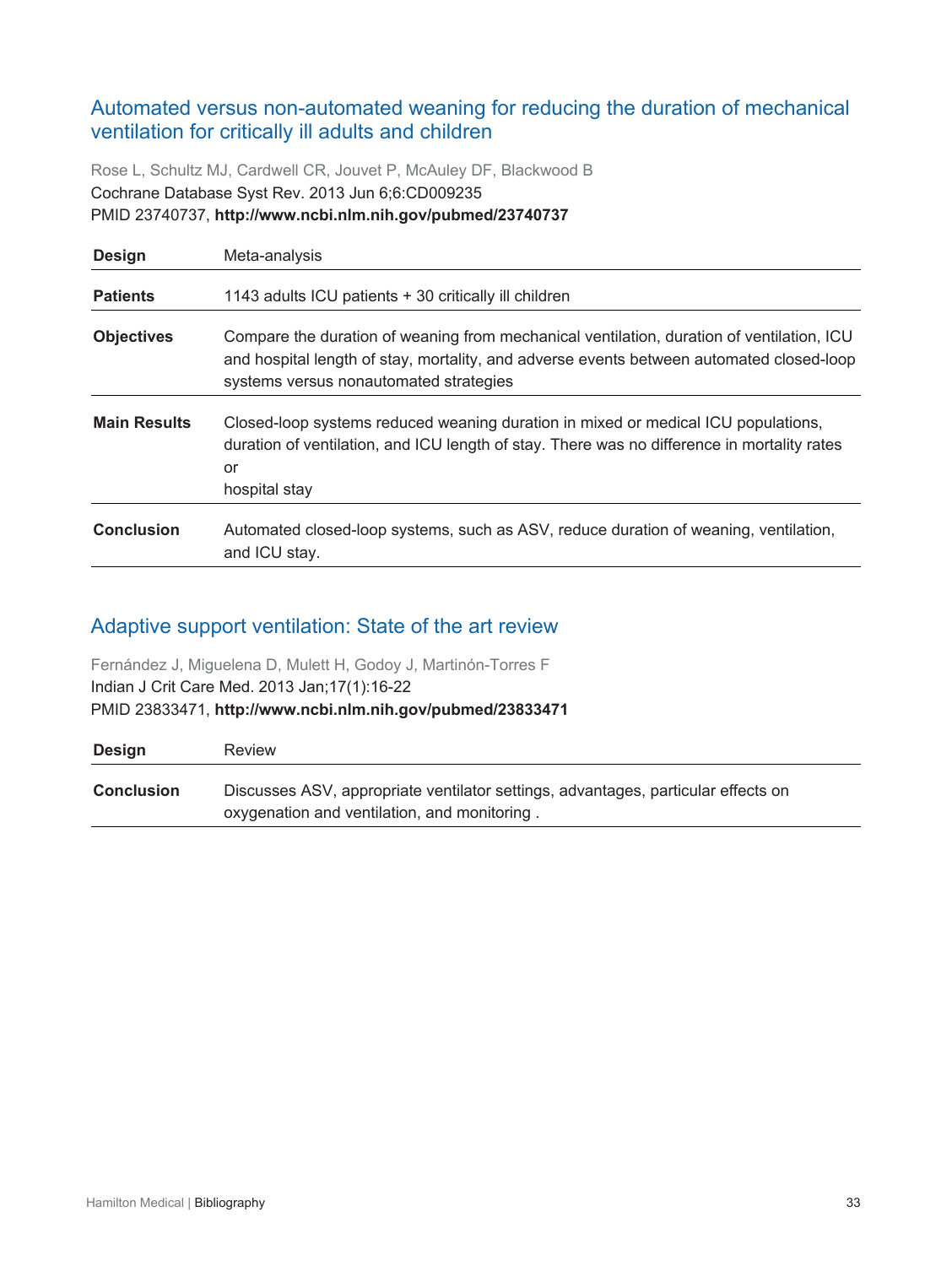## Automated versus non-automated weaning for reducing the duration of mechanical ventilation for critically ill adults and children

Rose L, Schultz MJ, Cardwell CR, Jouvet P, McAuley DF, Blackwood B
Cochrane Database Syst Rev. 2013 Jun 6;6:CD009235
PMID 23740737, **http://www.ncbi.nlm.nih.gov/pubmed/23740737**

| | |
|---|---|
| **Design** | Meta-analysis |
| **Patients** | 1143 adults ICU patients + 30 critically ill children |
| **Objectives** | Compare the duration of weaning from mechanical ventilation, duration of ventilation, ICU and hospital length of stay, mortality, and adverse events between automated closed-loop systems versus nonautomated strategies |
| **Main Results** | Closed-loop systems reduced weaning duration in mixed or medical ICU populations, duration of ventilation, and ICU length of stay. There was no difference in mortality rates or hospital stay |
| **Conclusion** | Automated closed-loop systems, such as ASV, reduce duration of weaning, ventilation, and ICU stay. |

## Adaptive support ventilation: State of the art review

Fernández J, Miguelena D, Mulett H, Godoy J, Martinón-Torres F
Indian J Crit Care Med. 2013 Jan;17(1):16-22
PMID 23833471, **http://www.ncbi.nlm.nih.gov/pubmed/23833471**

| | |
|---|---|
| **Design** | Review |
| **Conclusion** | Discusses ASV, appropriate ventilator settings, advantages, particular effects on oxygenation and ventilation, and monitoring . |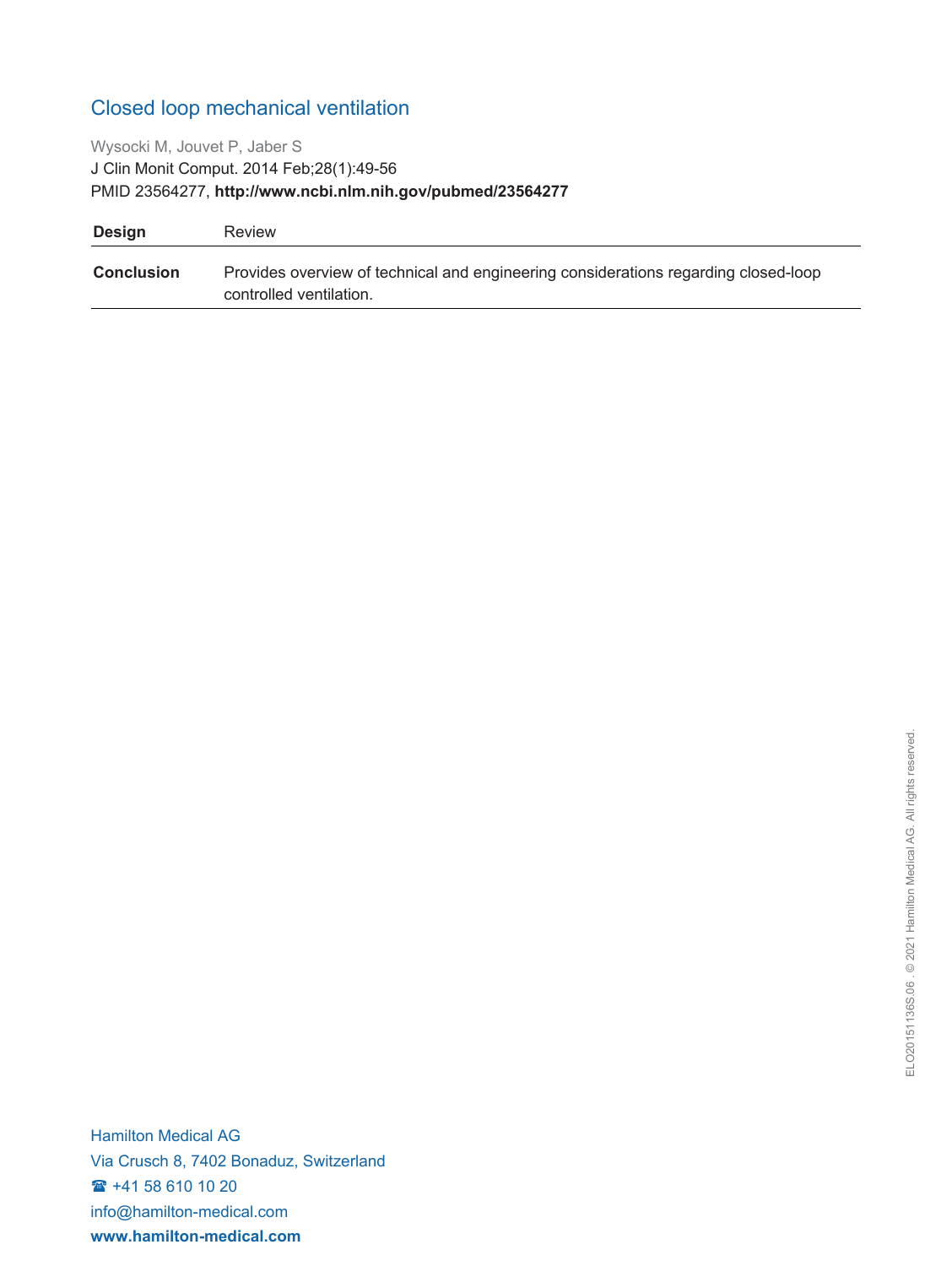## Closed loop mechanical ventilation

Wysocki M, Jouvet P, Jaber S
J Clin Monit Comput. 2014 Feb;28(1):49-56
PMID 23564277, **http://www.ncbi.nlm.nih.gov/pubmed/23564277**

| | |
|---|---|
| **Design** | Review |
| **Conclusion** | Provides overview of technical and engineering considerations regarding closed-loop controlled ventilation. |

ELO20151136S.06 . © 2021 Hamilton Medical AG. All rights reserved.

Hamilton Medical AG
Via Crusch 8, 7402 Bonaduz, Switzerland
☎ +41 58 610 10 20
info@hamilton-medical.com
**www.hamilton-medical.com**